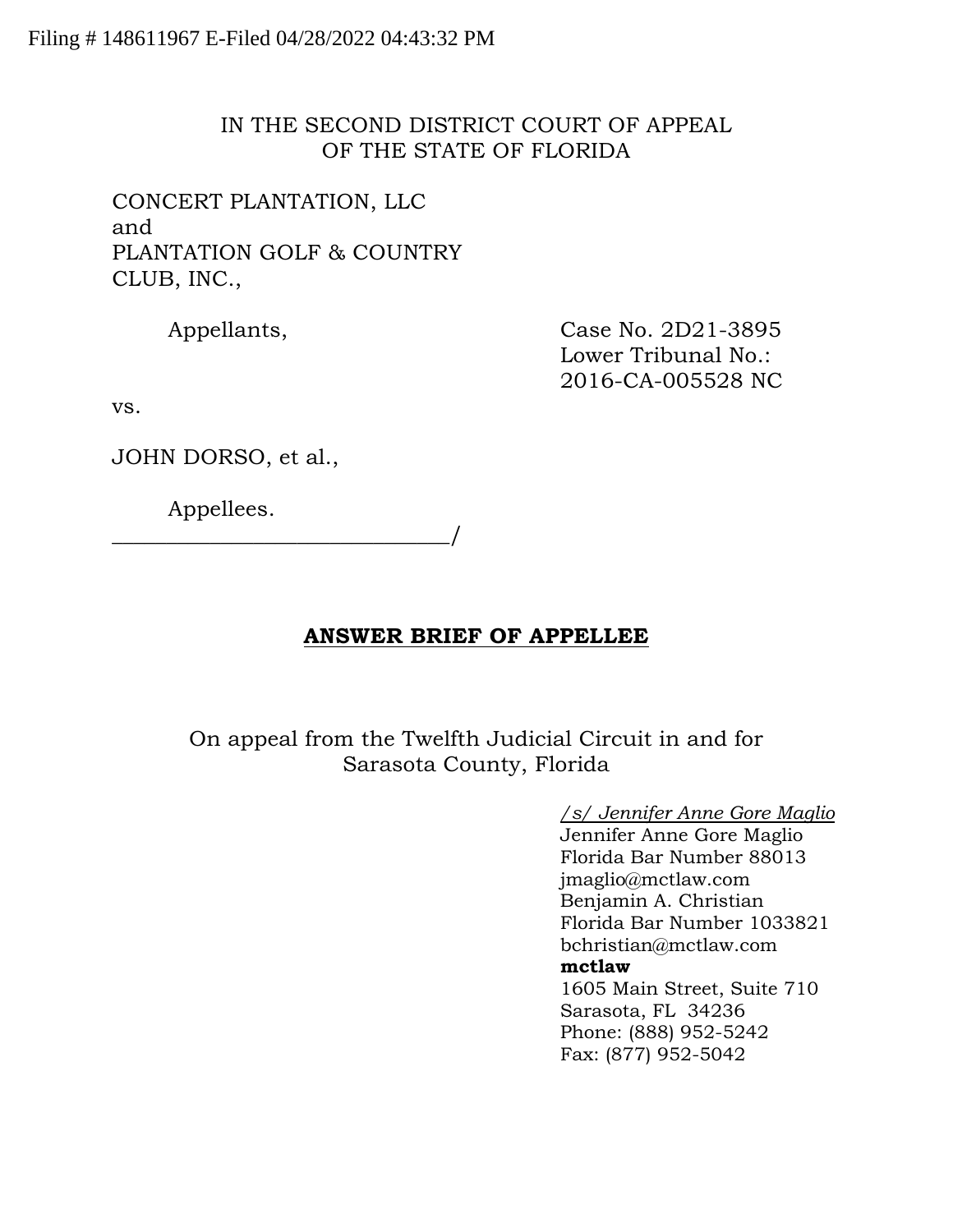Filing # 148611967 E-Filed 04/28/2022 04:43:32 PM

IN THE SECOND DISTRICT COURT OF APPEAL
OF THE STATE OF FLORIDA

CONCERT PLANTATION, LLC
and
PLANTATION GOLF & COUNTRY
CLUB, INC.,

Appellants,

Case No. 2D21-3895
Lower Tribunal No.:
2016-CA-005528 NC

vs.

JOHN DORSO, et al.,

Appellees.
_______________________________/

## **ANSWER BRIEF OF APPELLEE**

On appeal from the Twelfth Judicial Circuit in and for
Sarasota County, Florida

*/s/ Jennifer Anne Gore Maglio*
Jennifer Anne Gore Maglio
Florida Bar Number 88013
jmaglio@mctlaw.com
Benjamin A. Christian
Florida Bar Number 1033821
bchristian@mctlaw.com
**mctlaw**
1605 Main Street, Suite 710
Sarasota, FL 34236
Phone: (888) 952-5242
Fax: (877) 952-5042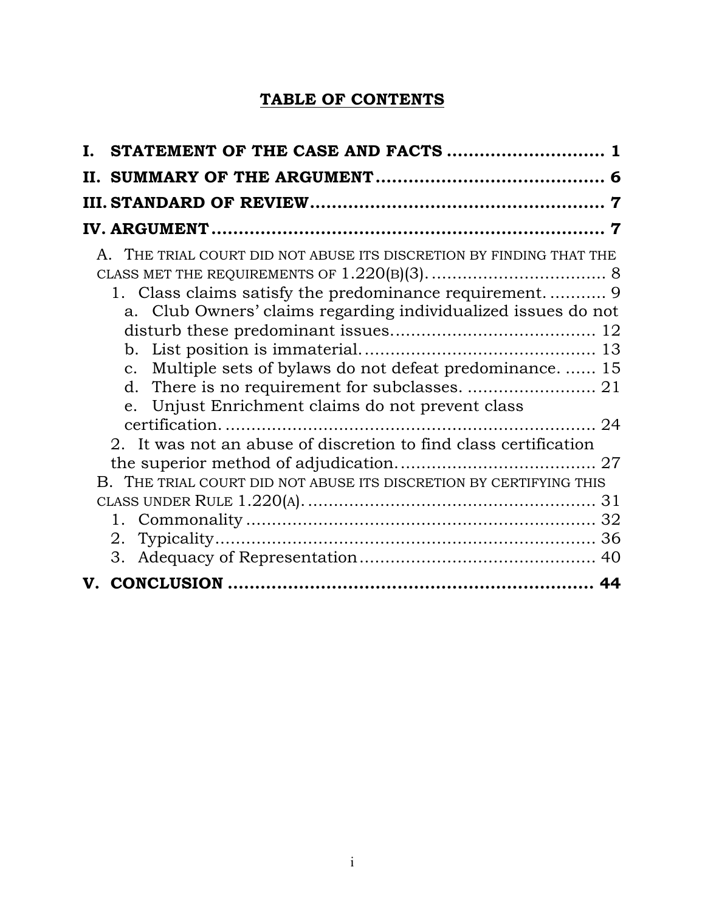# TABLE OF CONTENTS

**I. STATEMENT OF THE CASE AND FACTS ............................ 1**

**II. SUMMARY OF THE ARGUMENT......................................... 6**

**III. STANDARD OF REVIEW..................................................... 7**

**IV. ARGUMENT ....................................................................... 7**

- A. THE TRIAL COURT DID NOT ABUSE ITS DISCRETION BY FINDING THAT THE CLASS MET THE REQUIREMENTS OF 1.220(B)(3). ................................. 8
  - 1. Class claims satisfy the predominance requirement. ........... 9
    - a. Club Owners' claims regarding individualized issues do not disturb these predominant issues....................................... 12
    - b. List position is immaterial............................................. 13
    - c. Multiple sets of bylaws do not defeat predominance. ...... 15
    - d. There is no requirement for subclasses. ........................ 21
    - e. Unjust Enrichment claims do not prevent class certification. ........................................................................ 24
  - 2. It was not an abuse of discretion to find class certification the superior method of adjudication....................................... 27
- B. THE TRIAL COURT DID NOT ABUSE ITS DISCRETION BY CERTIFYING THIS CLASS UNDER RULE 1.220(A). ....................................................... 31
  - 1. Commonality ................................................................... 32
  - 2. Typicality......................................................................... 36
  - 3. Adequacy of Representation.............................................. 40

**V. CONCLUSION ................................................................... 44**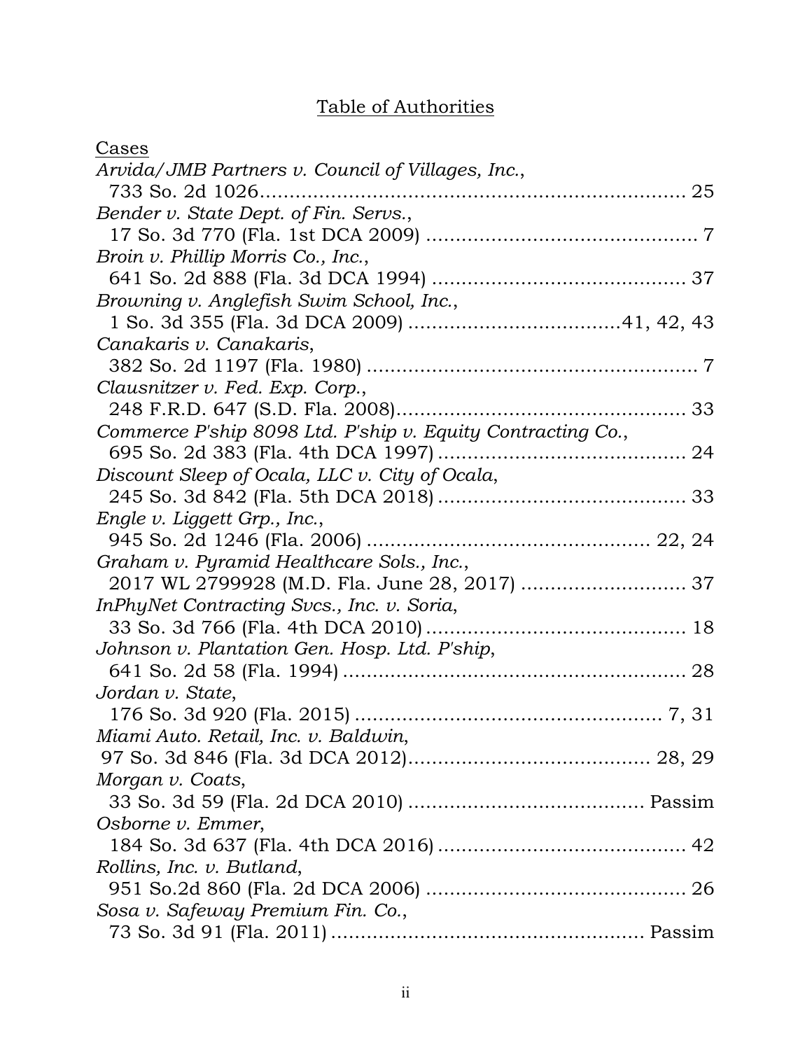# Table of Authorities

Cases

*Arvida/JMB Partners v. Council of Villages, Inc.*,
733 So. 2d 1026........................................................................ 25

*Bender v. State Dept. of Fin. Servs.*,
17 So. 3d 770 (Fla. 1st DCA 2009) .............................................. 7

*Broin v. Phillip Morris Co., Inc.*,
641 So. 2d 888 (Fla. 3d DCA 1994) ........................................... 37

*Browning v. Anglefish Swim School, Inc.*,
1 So. 3d 355 (Fla. 3d DCA 2009) ...................................41, 42, 43

*Canakaris v. Canakaris*,
382 So. 2d 1197 (Fla. 1980) ........................................................ 7

*Clausnitzer v. Fed. Exp. Corp.*,
248 F.R.D. 647 (S.D. Fla. 2008)................................................. 33

*Commerce P'ship 8098 Ltd. P'ship v. Equity Contracting Co.*,
695 So. 2d 383 (Fla. 4th DCA 1997) .......................................... 24

*Discount Sleep of Ocala, LLC v. City of Ocala*,
245 So. 3d 842 (Fla. 5th DCA 2018) .......................................... 33

*Engle v. Liggett Grp., Inc.*,
945 So. 2d 1246 (Fla. 2006) ................................................ 22, 24

*Graham v. Pyramid Healthcare Sols., Inc.*,
2017 WL 2799928 (M.D. Fla. June 28, 2017) ............................ 37

*InPhyNet Contracting Svcs., Inc. v. Soria*,
33 So. 3d 766 (Fla. 4th DCA 2010) ............................................ 18

*Johnson v. Plantation Gen. Hosp. Ltd. P'ship*,
641 So. 2d 58 (Fla. 1994) .......................................................... 28

*Jordan v. State*,
176 So. 3d 920 (Fla. 2015) .................................................... 7, 31

*Miami Auto. Retail, Inc. v. Baldwin*,
97 So. 3d 846 (Fla. 3d DCA 2012)......................................... 28, 29

*Morgan v. Coats*,
33 So. 3d 59 (Fla. 2d DCA 2010) ........................................ Passim

*Osborne v. Emmer*,
184 So. 3d 637 (Fla. 4th DCA 2016) .......................................... 42

*Rollins, Inc. v. Butland*,
951 So.2d 860 (Fla. 2d DCA 2006) ............................................ 26

*Sosa v. Safeway Premium Fin. Co.*,
73 So. 3d 91 (Fla. 2011) .................................................... Passim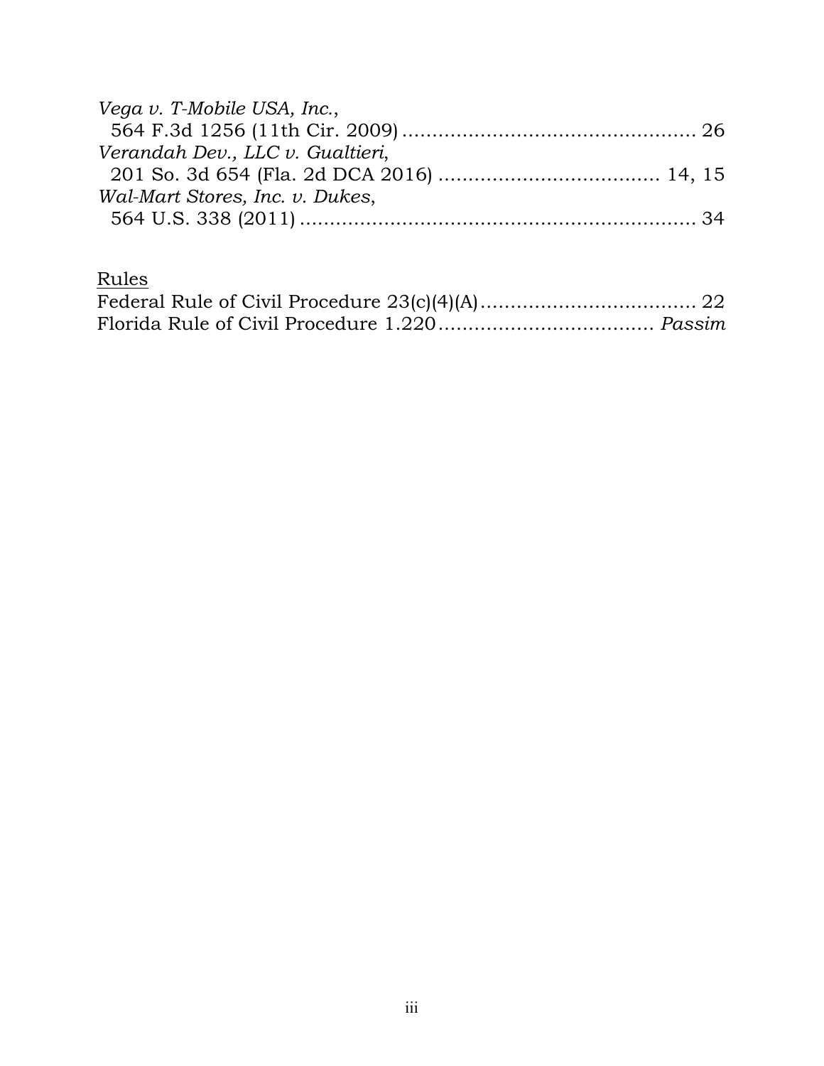*Vega v. T-Mobile USA, Inc.*,
564 F.3d 1256 (11th Cir. 2009) .................................................. 26

*Verandah Dev., LLC v. Gualtieri*,
201 So. 3d 654 (Fla. 2d DCA 2016) ..................................... 14, 15

*Wal-Mart Stores, Inc. v. Dukes*,
564 U.S. 338 (2011) .................................................................. 34

<u>Rules</u>

Federal Rule of Civil Procedure 23(c)(4)(A) .................................... 22

Florida Rule of Civil Procedure 1.220 .................................... *Passim*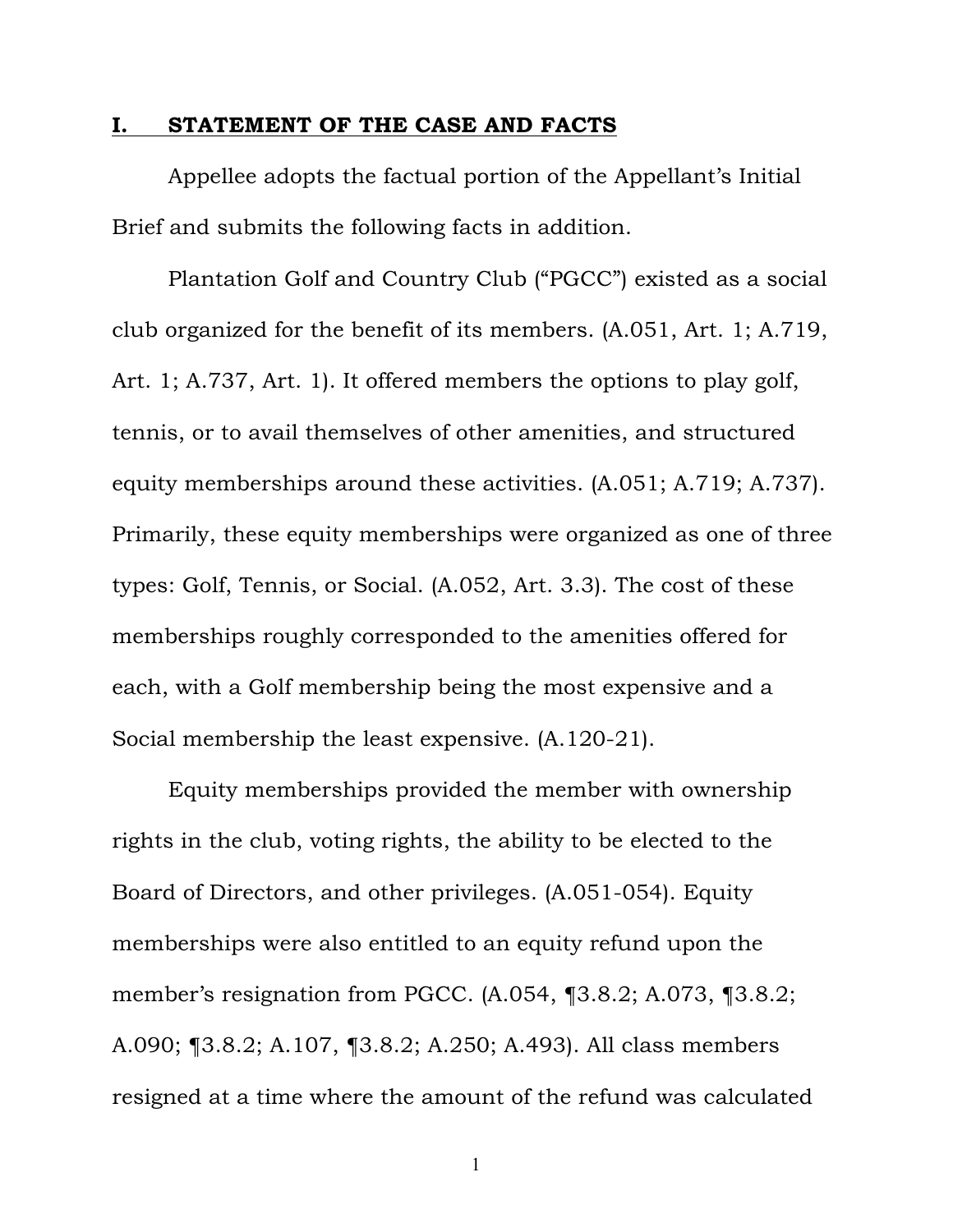## I. STATEMENT OF THE CASE AND FACTS

Appellee adopts the factual portion of the Appellant's Initial Brief and submits the following facts in addition.

Plantation Golf and Country Club ("PGCC") existed as a social club organized for the benefit of its members. (A.051, Art. 1; A.719, Art. 1; A.737, Art. 1). It offered members the options to play golf, tennis, or to avail themselves of other amenities, and structured equity memberships around these activities. (A.051; A.719; A.737). Primarily, these equity memberships were organized as one of three types: Golf, Tennis, or Social. (A.052, Art. 3.3). The cost of these memberships roughly corresponded to the amenities offered for each, with a Golf membership being the most expensive and a Social membership the least expensive. (A.120-21).

Equity memberships provided the member with ownership rights in the club, voting rights, the ability to be elected to the Board of Directors, and other privileges. (A.051-054). Equity memberships were also entitled to an equity refund upon the member's resignation from PGCC. (A.054, ¶3.8.2; A.073, ¶3.8.2; A.090; ¶3.8.2; A.107, ¶3.8.2; A.250; A.493). All class members resigned at a time where the amount of the refund was calculated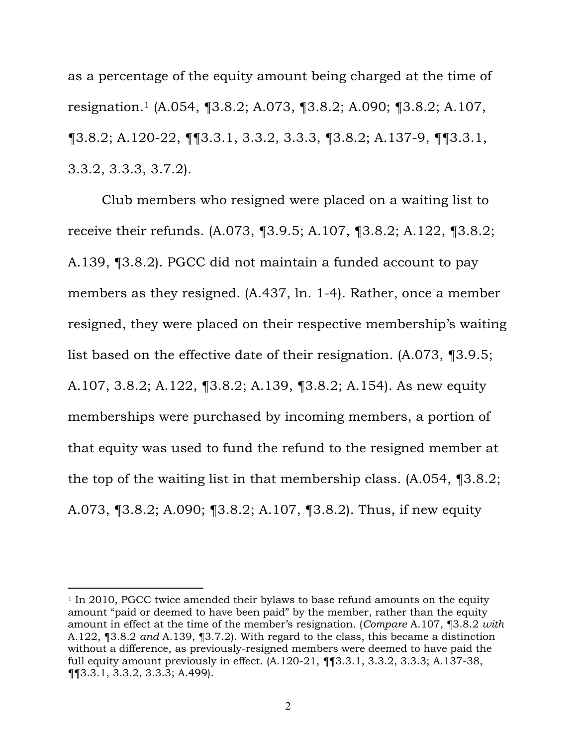as a percentage of the equity amount being charged at the time of resignation.[1] (A.054, ¶3.8.2; A.073, ¶3.8.2; A.090; ¶3.8.2; A.107, ¶3.8.2; A.120-22, ¶¶3.3.1, 3.3.2, 3.3.3, ¶3.8.2; A.137-9, ¶¶3.3.1, 3.3.2, 3.3.3, 3.7.2).

Club members who resigned were placed on a waiting list to receive their refunds. (A.073, ¶3.9.5; A.107, ¶3.8.2; A.122, ¶3.8.2; A.139, ¶3.8.2). PGCC did not maintain a funded account to pay members as they resigned. (A.437, ln. 1-4). Rather, once a member resigned, they were placed on their respective membership's waiting list based on the effective date of their resignation. (A.073, ¶3.9.5; A.107, 3.8.2; A.122, ¶3.8.2; A.139, ¶3.8.2; A.154). As new equity memberships were purchased by incoming members, a portion of that equity was used to fund the refund to the resigned member at the top of the waiting list in that membership class. (A.054, ¶3.8.2; A.073, ¶3.8.2; A.090; ¶3.8.2; A.107, ¶3.8.2). Thus, if new equity

---

[1] In 2010, PGCC twice amended their bylaws to base refund amounts on the equity amount "paid or deemed to have been paid" by the member, rather than the equity amount in effect at the time of the member's resignation. (*Compare* A.107, ¶3.8.2 *with* A.122, ¶3.8.2 *and* A.139, ¶3.7.2). With regard to the class, this became a distinction without a difference, as previously-resigned members were deemed to have paid the full equity amount previously in effect. (A.120-21, ¶¶3.3.1, 3.3.2, 3.3.3; A.137-38, ¶¶3.3.1, 3.3.2, 3.3.3; A.499).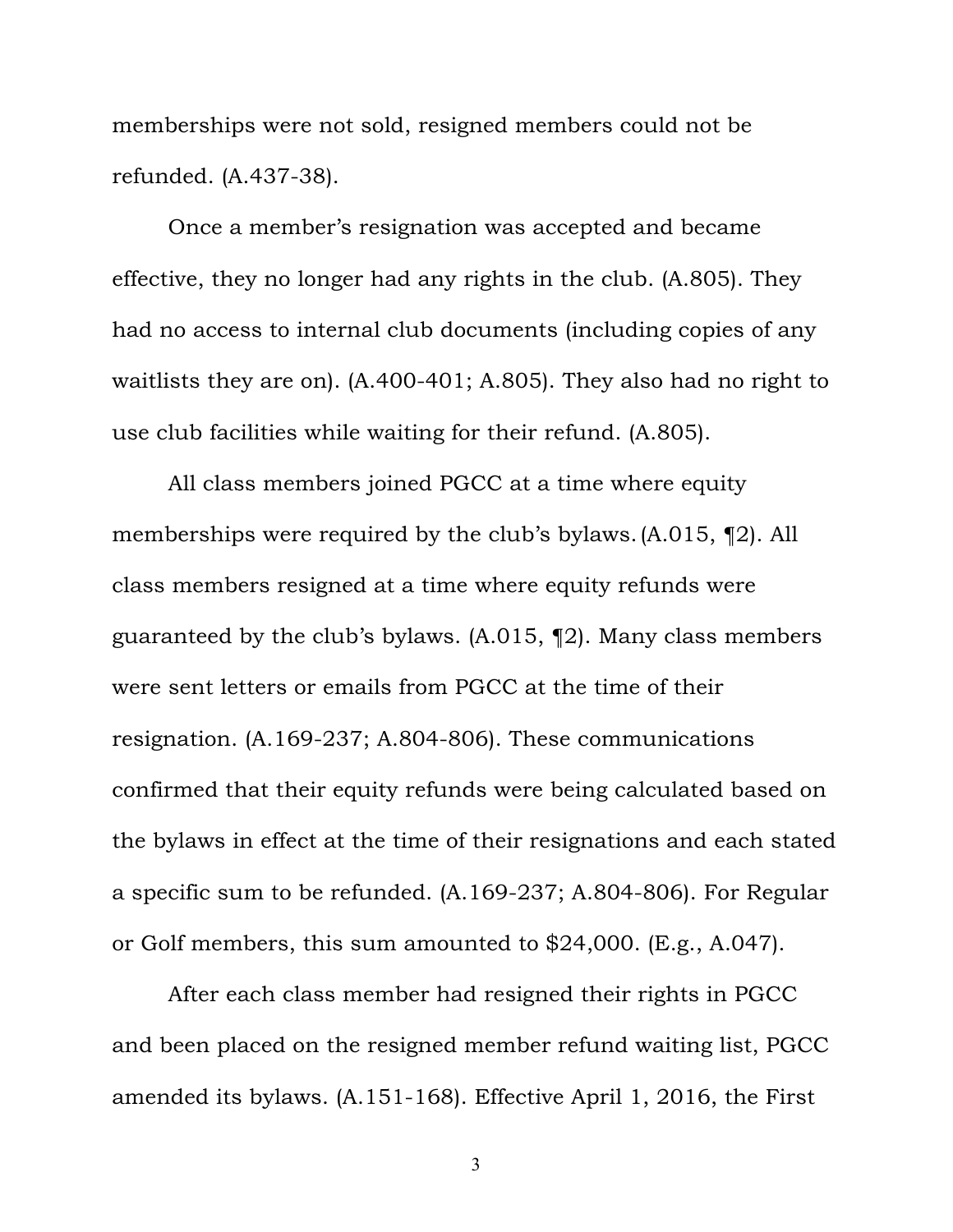memberships were not sold, resigned members could not be refunded. (A.437-38).

Once a member's resignation was accepted and became effective, they no longer had any rights in the club. (A.805). They had no access to internal club documents (including copies of any waitlists they are on). (A.400-401; A.805). They also had no right to use club facilities while waiting for their refund. (A.805).

All class members joined PGCC at a time where equity memberships were required by the club's bylaws. (A.015, ¶2). All class members resigned at a time where equity refunds were guaranteed by the club's bylaws. (A.015, ¶2). Many class members were sent letters or emails from PGCC at the time of their resignation. (A.169-237; A.804-806). These communications confirmed that their equity refunds were being calculated based on the bylaws in effect at the time of their resignations and each stated a specific sum to be refunded. (A.169-237; A.804-806). For Regular or Golf members, this sum amounted to $24,000. (E.g., A.047).

After each class member had resigned their rights in PGCC and been placed on the resigned member refund waiting list, PGCC amended its bylaws. (A.151-168). Effective April 1, 2016, the First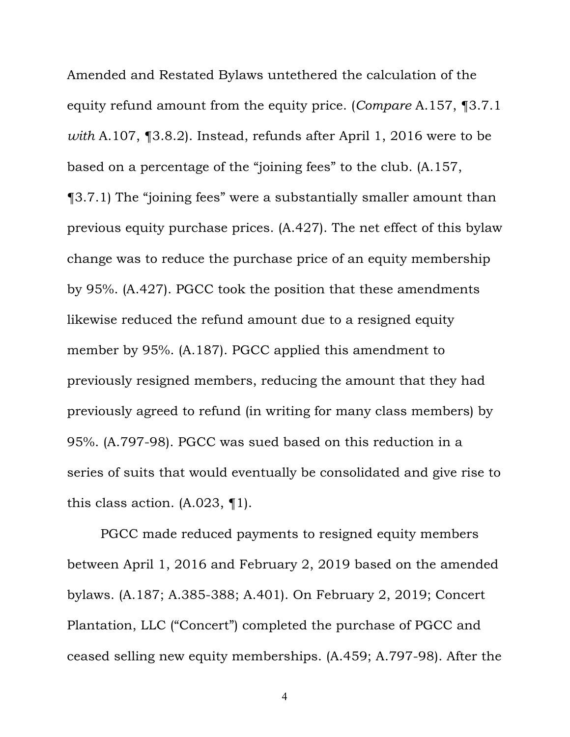Amended and Restated Bylaws untethered the calculation of the equity refund amount from the equity price. (*Compare* A.157, ¶3.7.1 *with* A.107, ¶3.8.2). Instead, refunds after April 1, 2016 were to be based on a percentage of the "joining fees" to the club. (A.157, ¶3.7.1) The "joining fees" were a substantially smaller amount than previous equity purchase prices. (A.427). The net effect of this bylaw change was to reduce the purchase price of an equity membership by 95%. (A.427). PGCC took the position that these amendments likewise reduced the refund amount due to a resigned equity member by 95%. (A.187). PGCC applied this amendment to previously resigned members, reducing the amount that they had previously agreed to refund (in writing for many class members) by 95%. (A.797-98). PGCC was sued based on this reduction in a series of suits that would eventually be consolidated and give rise to this class action. (A.023, ¶1).

PGCC made reduced payments to resigned equity members between April 1, 2016 and February 2, 2019 based on the amended bylaws. (A.187; A.385-388; A.401). On February 2, 2019; Concert Plantation, LLC ("Concert") completed the purchase of PGCC and ceased selling new equity memberships. (A.459; A.797-98). After the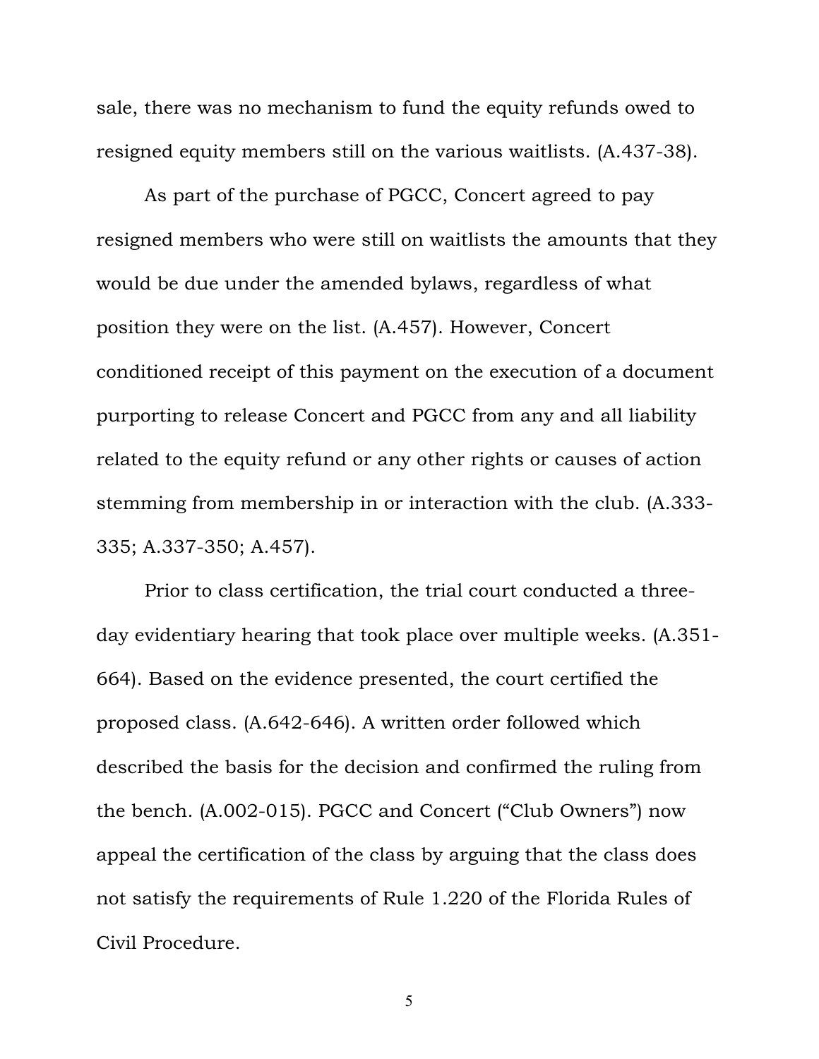sale, there was no mechanism to fund the equity refunds owed to resigned equity members still on the various waitlists. (A.437-38).

As part of the purchase of PGCC, Concert agreed to pay resigned members who were still on waitlists the amounts that they would be due under the amended bylaws, regardless of what position they were on the list. (A.457). However, Concert conditioned receipt of this payment on the execution of a document purporting to release Concert and PGCC from any and all liability related to the equity refund or any other rights or causes of action stemming from membership in or interaction with the club. (A.333-335; A.337-350; A.457).

Prior to class certification, the trial court conducted a three-day evidentiary hearing that took place over multiple weeks. (A.351-664). Based on the evidence presented, the court certified the proposed class. (A.642-646). A written order followed which described the basis for the decision and confirmed the ruling from the bench. (A.002-015). PGCC and Concert ("Club Owners") now appeal the certification of the class by arguing that the class does not satisfy the requirements of Rule 1.220 of the Florida Rules of Civil Procedure.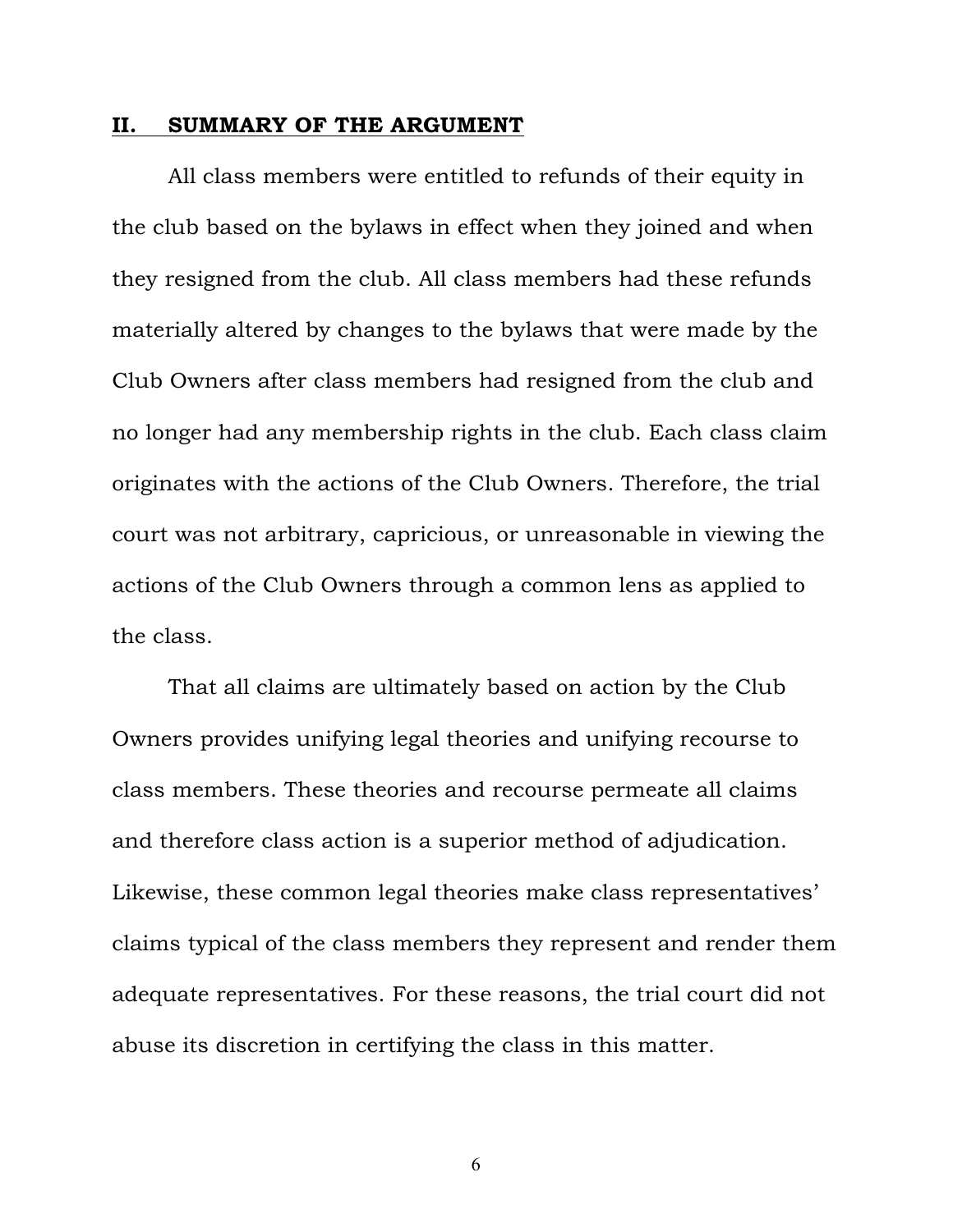## II. SUMMARY OF THE ARGUMENT

All class members were entitled to refunds of their equity in the club based on the bylaws in effect when they joined and when they resigned from the club. All class members had these refunds materially altered by changes to the bylaws that were made by the Club Owners after class members had resigned from the club and no longer had any membership rights in the club. Each class claim originates with the actions of the Club Owners. Therefore, the trial court was not arbitrary, capricious, or unreasonable in viewing the actions of the Club Owners through a common lens as applied to the class.

That all claims are ultimately based on action by the Club Owners provides unifying legal theories and unifying recourse to class members. These theories and recourse permeate all claims and therefore class action is a superior method of adjudication. Likewise, these common legal theories make class representatives' claims typical of the class members they represent and render them adequate representatives. For these reasons, the trial court did not abuse its discretion in certifying the class in this matter.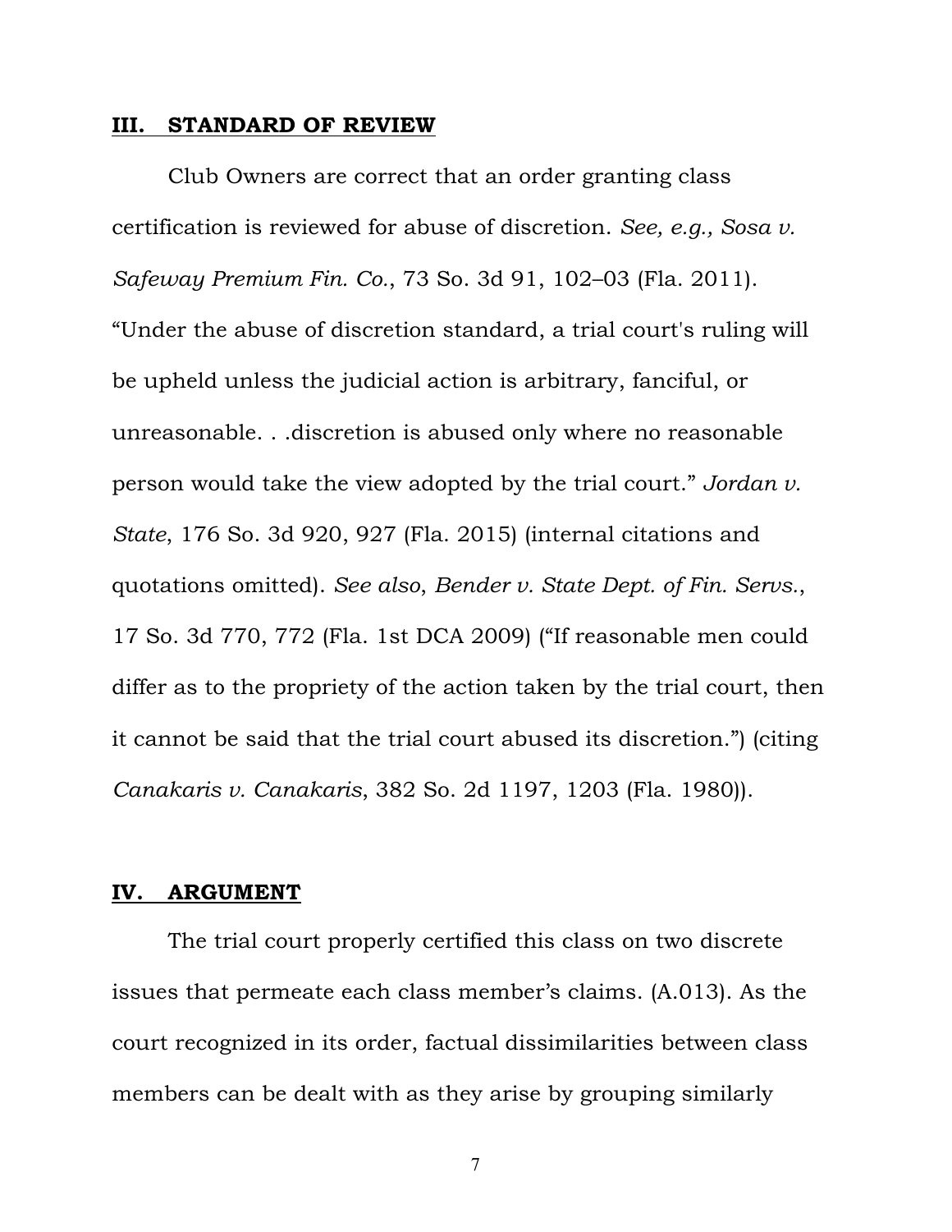## III. STANDARD OF REVIEW

Club Owners are correct that an order granting class certification is reviewed for abuse of discretion. *See, e.g., Sosa v. Safeway Premium Fin. Co.*, 73 So. 3d 91, 102–03 (Fla. 2011). "Under the abuse of discretion standard, a trial court's ruling will be upheld unless the judicial action is arbitrary, fanciful, or unreasonable. . .discretion is abused only where no reasonable person would take the view adopted by the trial court." *Jordan v. State*, 176 So. 3d 920, 927 (Fla. 2015) (internal citations and quotations omitted). *See also*, *Bender v. State Dept. of Fin. Servs.*, 17 So. 3d 770, 772 (Fla. 1st DCA 2009) ("If reasonable men could differ as to the propriety of the action taken by the trial court, then it cannot be said that the trial court abused its discretion.") (citing *Canakaris v. Canakaris*, 382 So. 2d 1197, 1203 (Fla. 1980)).

## IV. ARGUMENT

The trial court properly certified this class on two discrete issues that permeate each class member's claims. (A.013). As the court recognized in its order, factual dissimilarities between class members can be dealt with as they arise by grouping similarly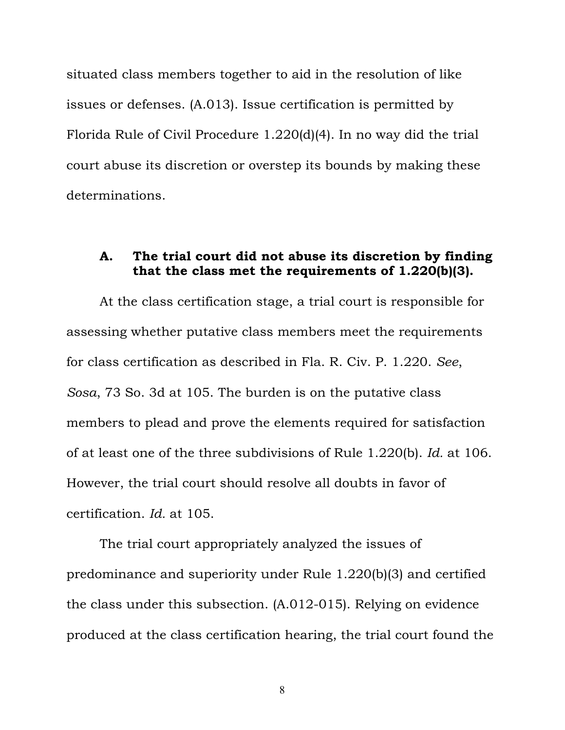situated class members together to aid in the resolution of like issues or defenses. (A.013). Issue certification is permitted by Florida Rule of Civil Procedure 1.220(d)(4). In no way did the trial court abuse its discretion or overstep its bounds by making these determinations.

### A. The trial court did not abuse its discretion by finding that the class met the requirements of 1.220(b)(3).

At the class certification stage, a trial court is responsible for assessing whether putative class members meet the requirements for class certification as described in Fla. R. Civ. P. 1.220. *See*, *Sosa*, 73 So. 3d at 105. The burden is on the putative class members to plead and prove the elements required for satisfaction of at least one of the three subdivisions of Rule 1.220(b). *Id.* at 106. However, the trial court should resolve all doubts in favor of certification. *Id.* at 105.

The trial court appropriately analyzed the issues of predominance and superiority under Rule 1.220(b)(3) and certified the class under this subsection. (A.012-015). Relying on evidence produced at the class certification hearing, the trial court found the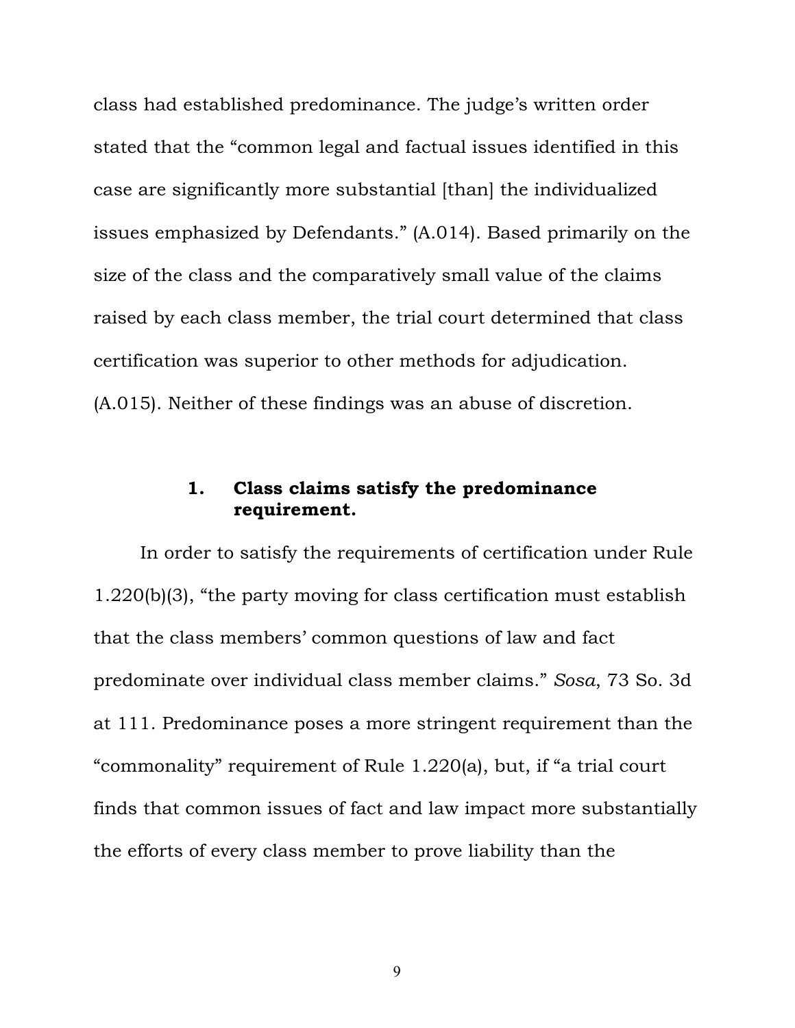class had established predominance. The judge's written order stated that the "common legal and factual issues identified in this case are significantly more substantial [than] the individualized issues emphasized by Defendants." (A.014). Based primarily on the size of the class and the comparatively small value of the claims raised by each class member, the trial court determined that class certification was superior to other methods for adjudication. (A.015). Neither of these findings was an abuse of discretion.

### 1. Class claims satisfy the predominance requirement.

In order to satisfy the requirements of certification under Rule 1.220(b)(3), "the party moving for class certification must establish that the class members' common questions of law and fact predominate over individual class member claims." *Sosa*, 73 So. 3d at 111. Predominance poses a more stringent requirement than the "commonality" requirement of Rule 1.220(a), but, if "a trial court finds that common issues of fact and law impact more substantially the efforts of every class member to prove liability than the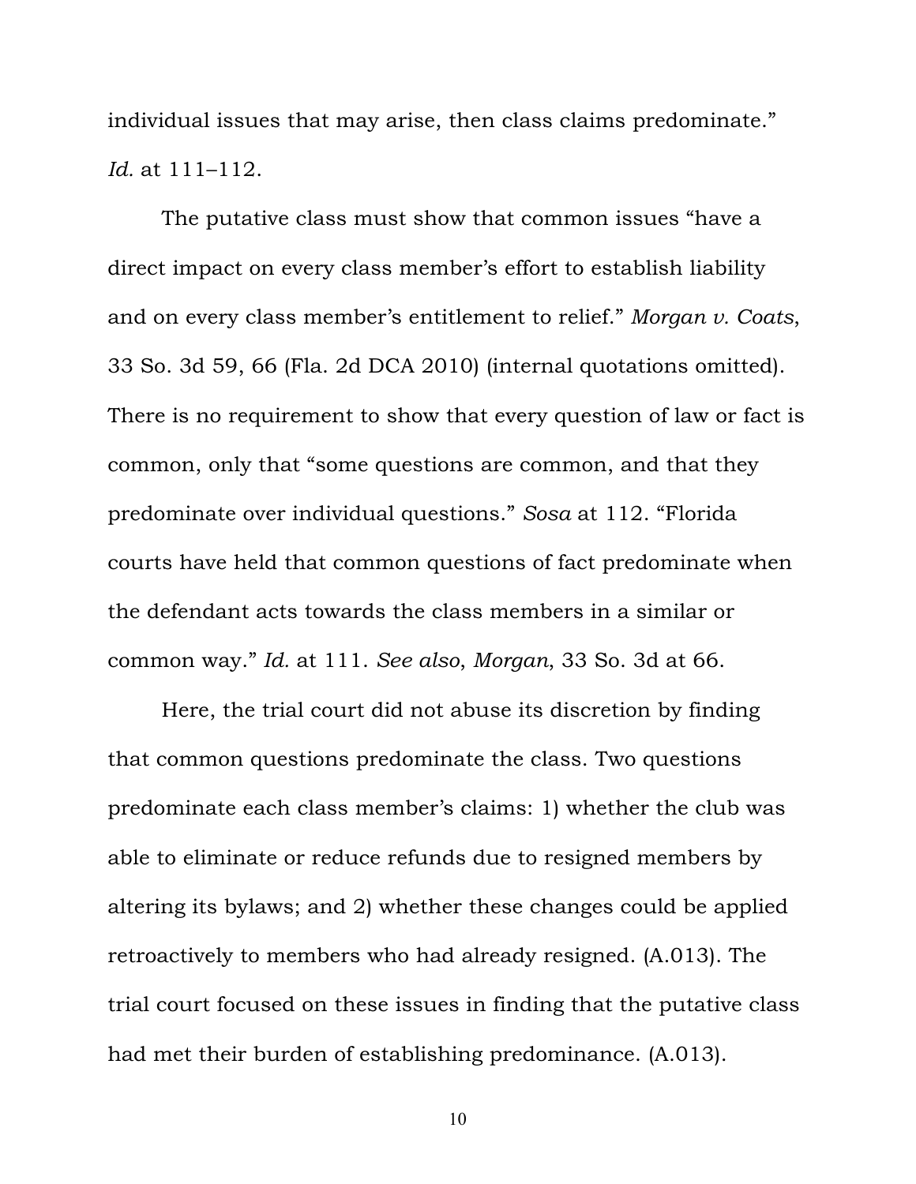individual issues that may arise, then class claims predominate." *Id.* at 111–112.

The putative class must show that common issues "have a direct impact on every class member's effort to establish liability and on every class member's entitlement to relief." *Morgan v. Coats*, 33 So. 3d 59, 66 (Fla. 2d DCA 2010) (internal quotations omitted). There is no requirement to show that every question of law or fact is common, only that "some questions are common, and that they predominate over individual questions." *Sosa* at 112. "Florida courts have held that common questions of fact predominate when the defendant acts towards the class members in a similar or common way." *Id.* at 111. *See also*, *Morgan*, 33 So. 3d at 66.

Here, the trial court did not abuse its discretion by finding that common questions predominate the class. Two questions predominate each class member's claims: 1) whether the club was able to eliminate or reduce refunds due to resigned members by altering its bylaws; and 2) whether these changes could be applied retroactively to members who had already resigned. (A.013). The trial court focused on these issues in finding that the putative class had met their burden of establishing predominance. (A.013).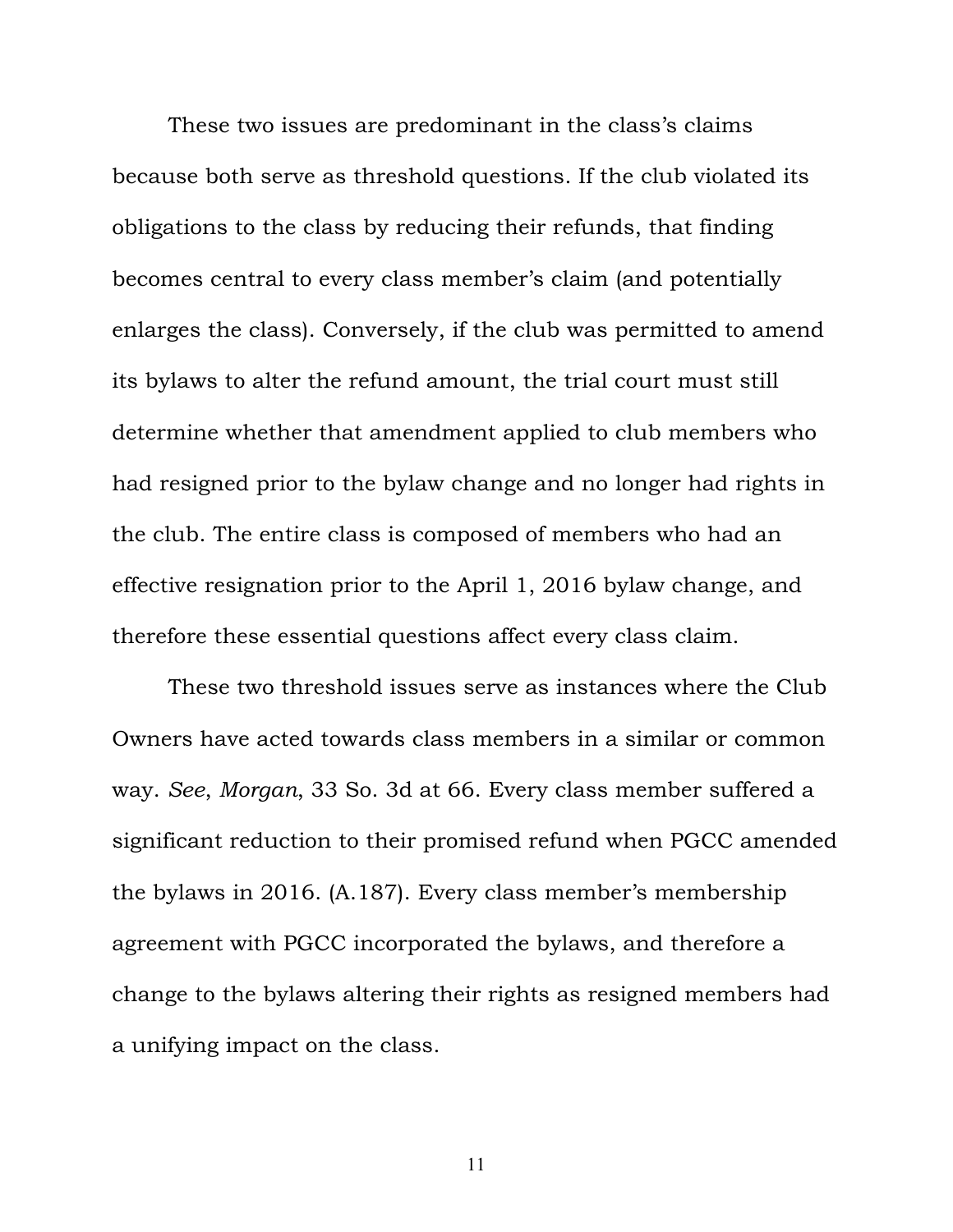These two issues are predominant in the class's claims because both serve as threshold questions. If the club violated its obligations to the class by reducing their refunds, that finding becomes central to every class member's claim (and potentially enlarges the class). Conversely, if the club was permitted to amend its bylaws to alter the refund amount, the trial court must still determine whether that amendment applied to club members who had resigned prior to the bylaw change and no longer had rights in the club. The entire class is composed of members who had an effective resignation prior to the April 1, 2016 bylaw change, and therefore these essential questions affect every class claim.

These two threshold issues serve as instances where the Club Owners have acted towards class members in a similar or common way. *See*, *Morgan*, 33 So. 3d at 66. Every class member suffered a significant reduction to their promised refund when PGCC amended the bylaws in 2016. (A.187). Every class member's membership agreement with PGCC incorporated the bylaws, and therefore a change to the bylaws altering their rights as resigned members had a unifying impact on the class.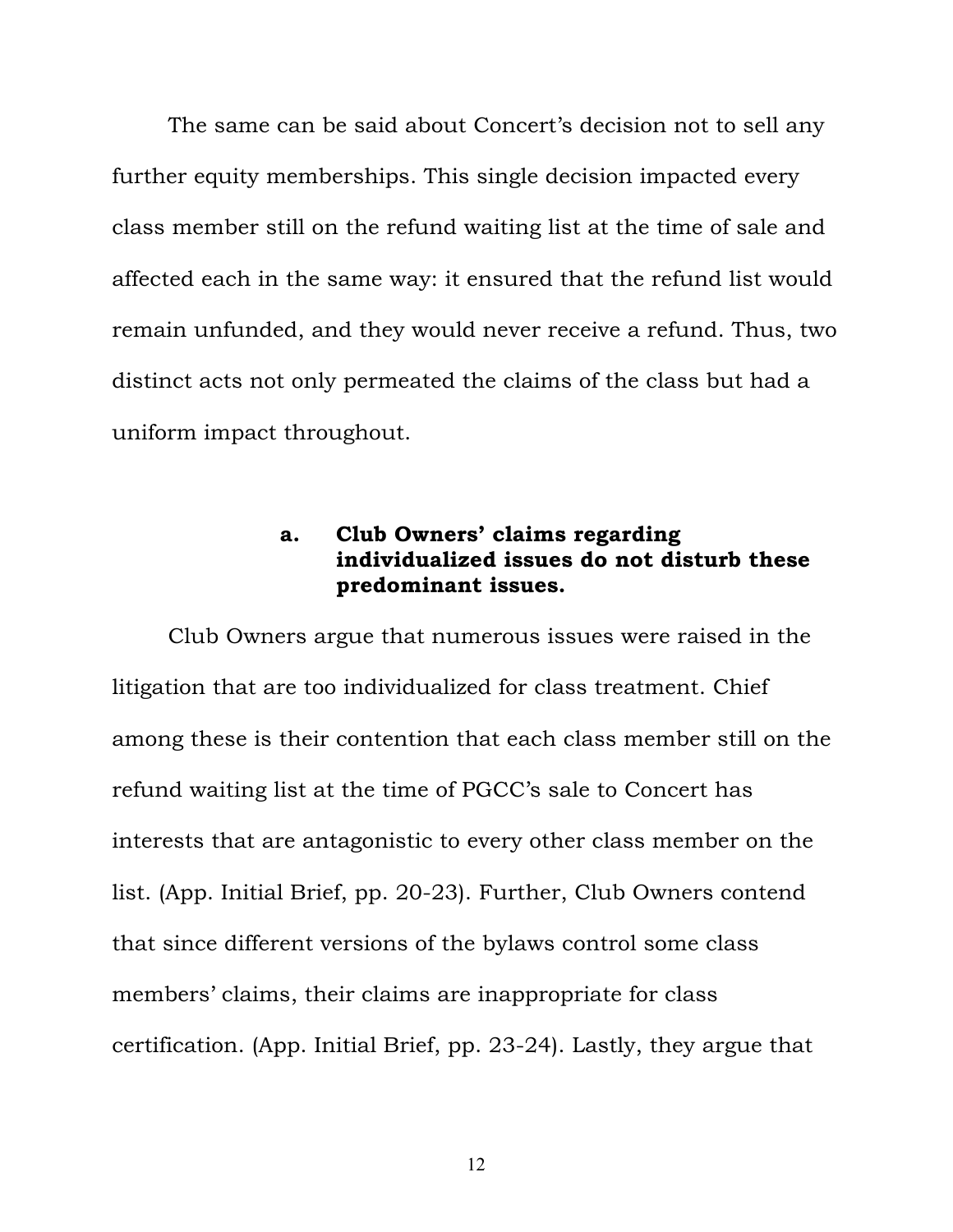The same can be said about Concert's decision not to sell any further equity memberships. This single decision impacted every class member still on the refund waiting list at the time of sale and affected each in the same way: it ensured that the refund list would remain unfunded, and they would never receive a refund. Thus, two distinct acts not only permeated the claims of the class but had a uniform impact throughout.

#### a. Club Owners' claims regarding individualized issues do not disturb these predominant issues.

Club Owners argue that numerous issues were raised in the litigation that are too individualized for class treatment. Chief among these is their contention that each class member still on the refund waiting list at the time of PGCC's sale to Concert has interests that are antagonistic to every other class member on the list. (App. Initial Brief, pp. 20-23). Further, Club Owners contend that since different versions of the bylaws control some class members' claims, their claims are inappropriate for class certification. (App. Initial Brief, pp. 23-24). Lastly, they argue that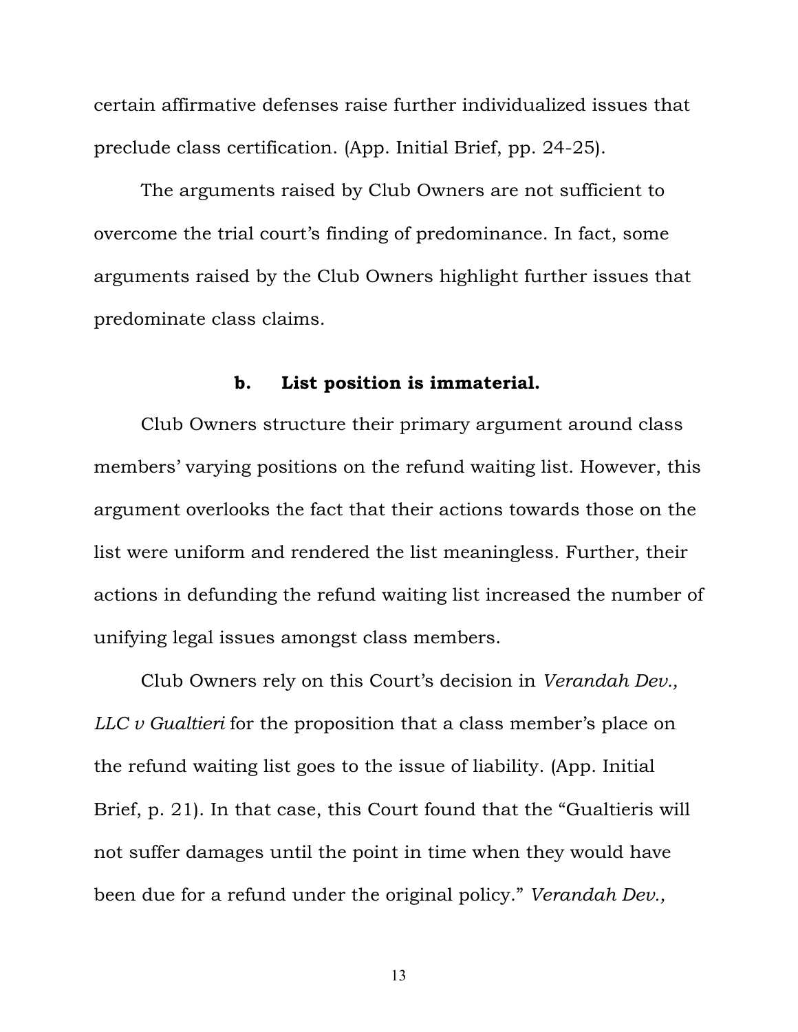certain affirmative defenses raise further individualized issues that preclude class certification. (App. Initial Brief, pp. 24-25).

The arguments raised by Club Owners are not sufficient to overcome the trial court's finding of predominance. In fact, some arguments raised by the Club Owners highlight further issues that predominate class claims.

### b. List position is immaterial.

Club Owners structure their primary argument around class members' varying positions on the refund waiting list. However, this argument overlooks the fact that their actions towards those on the list were uniform and rendered the list meaningless. Further, their actions in defunding the refund waiting list increased the number of unifying legal issues amongst class members.

Club Owners rely on this Court's decision in *Verandah Dev., LLC v Gualtieri* for the proposition that a class member's place on the refund waiting list goes to the issue of liability. (App. Initial Brief, p. 21). In that case, this Court found that the "Gualtieris will not suffer damages until the point in time when they would have been due for a refund under the original policy." *Verandah Dev.,*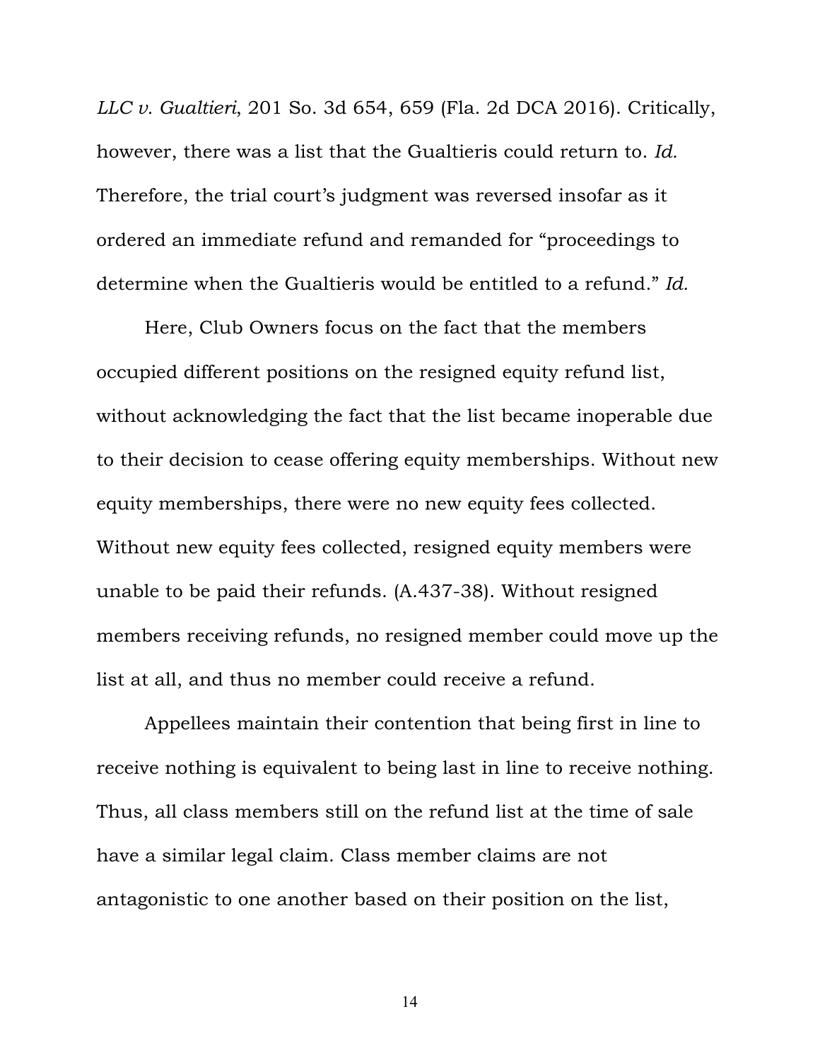*LLC v. Gualtieri*, 201 So. 3d 654, 659 (Fla. 2d DCA 2016). Critically, however, there was a list that the Gualtieris could return to. *Id.* Therefore, the trial court's judgment was reversed insofar as it ordered an immediate refund and remanded for "proceedings to determine when the Gualtieris would be entitled to a refund." *Id.*

Here, Club Owners focus on the fact that the members occupied different positions on the resigned equity refund list, without acknowledging the fact that the list became inoperable due to their decision to cease offering equity memberships. Without new equity memberships, there were no new equity fees collected. Without new equity fees collected, resigned equity members were unable to be paid their refunds. (A.437-38). Without resigned members receiving refunds, no resigned member could move up the list at all, and thus no member could receive a refund.

Appellees maintain their contention that being first in line to receive nothing is equivalent to being last in line to receive nothing. Thus, all class members still on the refund list at the time of sale have a similar legal claim. Class member claims are not antagonistic to one another based on their position on the list,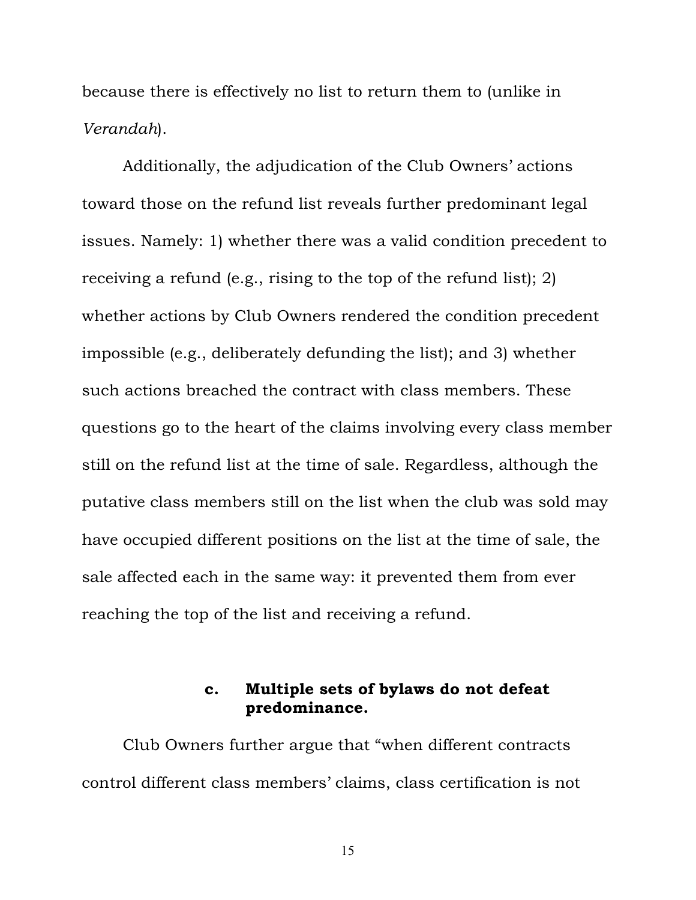because there is effectively no list to return them to (unlike in *Verandah*).

Additionally, the adjudication of the Club Owners' actions toward those on the refund list reveals further predominant legal issues. Namely: 1) whether there was a valid condition precedent to receiving a refund (e.g., rising to the top of the refund list); 2) whether actions by Club Owners rendered the condition precedent impossible (e.g., deliberately defunding the list); and 3) whether such actions breached the contract with class members. These questions go to the heart of the claims involving every class member still on the refund list at the time of sale. Regardless, although the putative class members still on the list when the club was sold may have occupied different positions on the list at the time of sale, the sale affected each in the same way: it prevented them from ever reaching the top of the list and receiving a refund.

#### c. Multiple sets of bylaws do not defeat predominance.

Club Owners further argue that "when different contracts control different class members' claims, class certification is not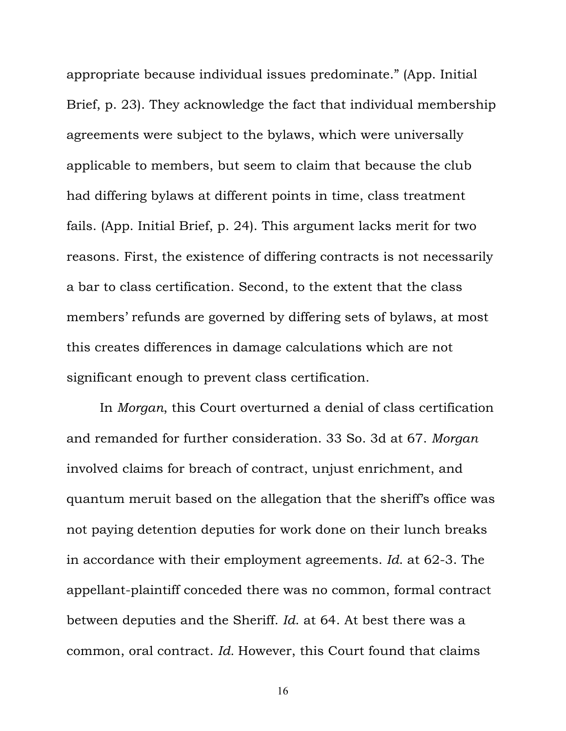appropriate because individual issues predominate." (App. Initial Brief, p. 23). They acknowledge the fact that individual membership agreements were subject to the bylaws, which were universally applicable to members, but seem to claim that because the club had differing bylaws at different points in time, class treatment fails. (App. Initial Brief, p. 24). This argument lacks merit for two reasons. First, the existence of differing contracts is not necessarily a bar to class certification. Second, to the extent that the class members' refunds are governed by differing sets of bylaws, at most this creates differences in damage calculations which are not significant enough to prevent class certification.

In *Morgan*, this Court overturned a denial of class certification and remanded for further consideration. 33 So. 3d at 67. *Morgan* involved claims for breach of contract, unjust enrichment, and quantum meruit based on the allegation that the sheriff's office was not paying detention deputies for work done on their lunch breaks in accordance with their employment agreements. *Id.* at 62-3. The appellant-plaintiff conceded there was no common, formal contract between deputies and the Sheriff. *Id.* at 64. At best there was a common, oral contract. *Id.* However, this Court found that claims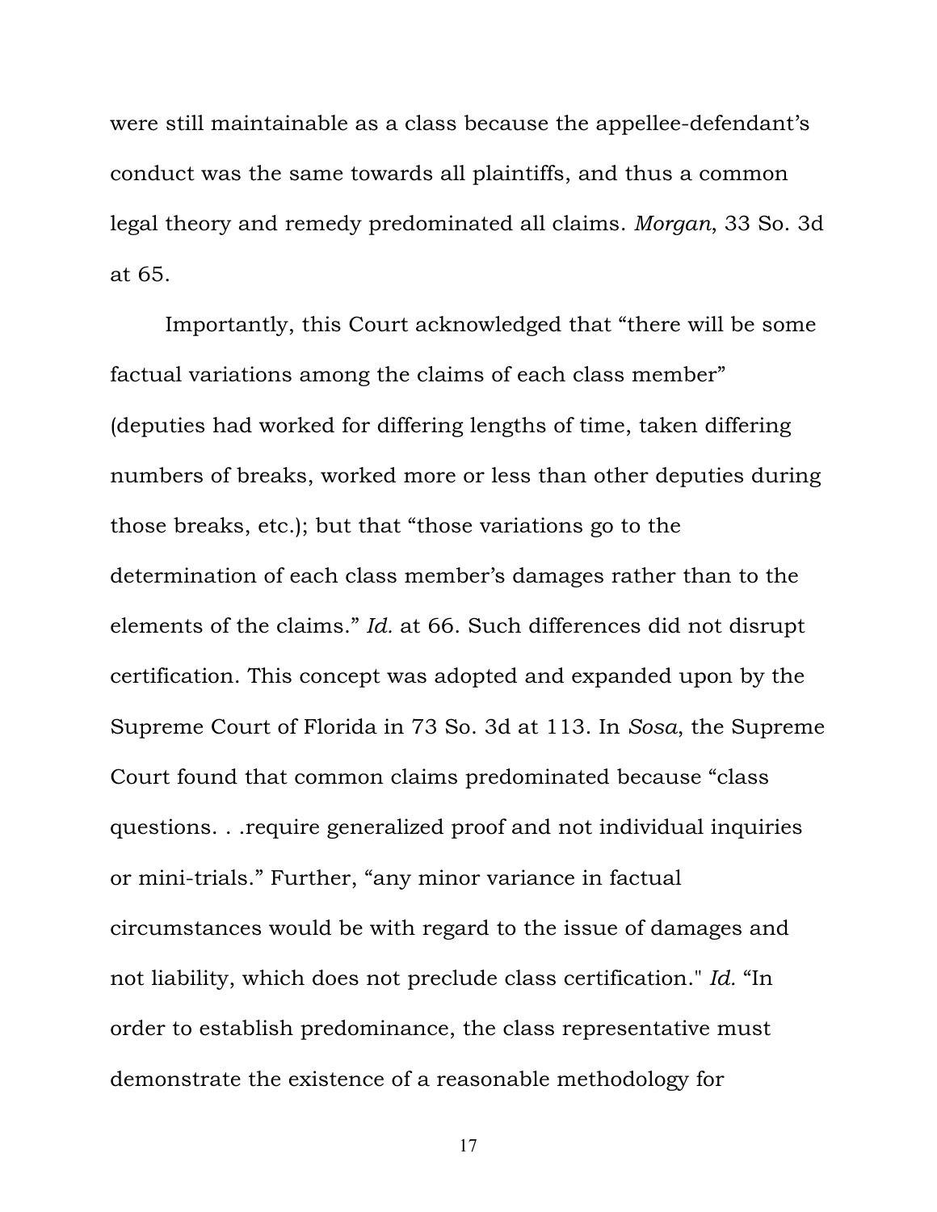were still maintainable as a class because the appellee-defendant's conduct was the same towards all plaintiffs, and thus a common legal theory and remedy predominated all claims. *Morgan*, 33 So. 3d at 65.

Importantly, this Court acknowledged that "there will be some factual variations among the claims of each class member" (deputies had worked for differing lengths of time, taken differing numbers of breaks, worked more or less than other deputies during those breaks, etc.); but that "those variations go to the determination of each class member's damages rather than to the elements of the claims." *Id.* at 66. Such differences did not disrupt certification. This concept was adopted and expanded upon by the Supreme Court of Florida in 73 So. 3d at 113. In *Sosa*, the Supreme Court found that common claims predominated because "class questions. . .require generalized proof and not individual inquiries or mini-trials." Further, "any minor variance in factual circumstances would be with regard to the issue of damages and not liability, which does not preclude class certification." *Id.* "In order to establish predominance, the class representative must demonstrate the existence of a reasonable methodology for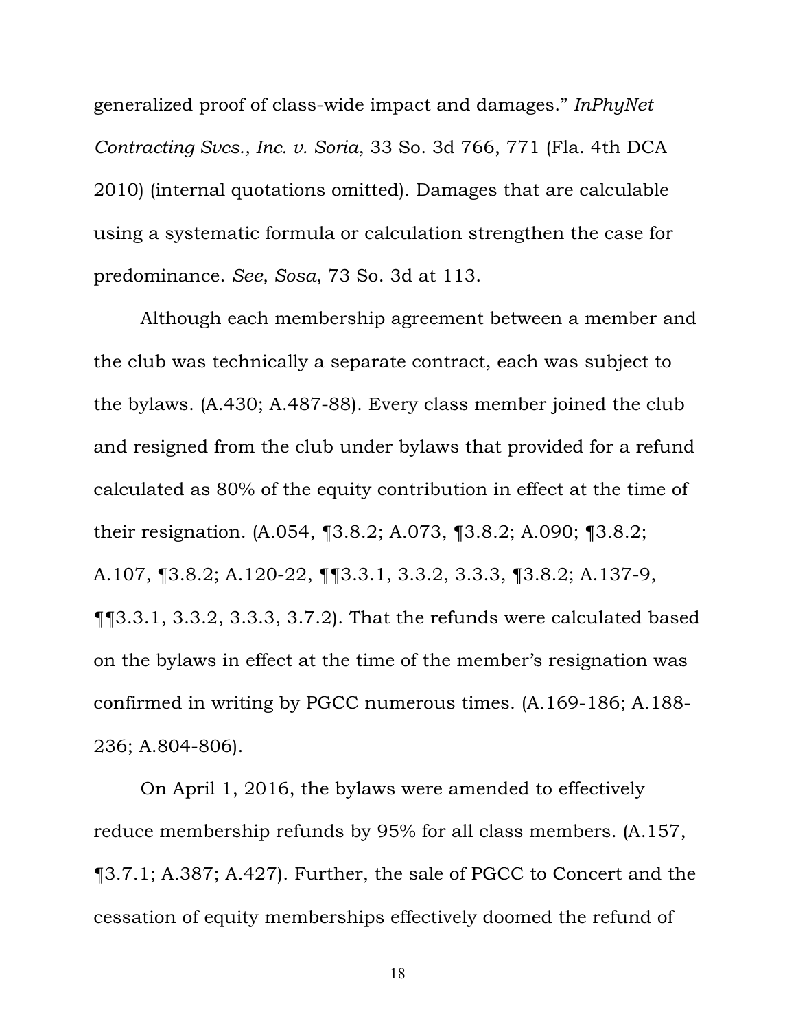generalized proof of class-wide impact and damages." *InPhyNet Contracting Svcs., Inc. v. Soria*, 33 So. 3d 766, 771 (Fla. 4th DCA 2010) (internal quotations omitted). Damages that are calculable using a systematic formula or calculation strengthen the case for predominance. *See, Sosa*, 73 So. 3d at 113.

Although each membership agreement between a member and the club was technically a separate contract, each was subject to the bylaws. (A.430; A.487-88). Every class member joined the club and resigned from the club under bylaws that provided for a refund calculated as 80% of the equity contribution in effect at the time of their resignation. (A.054, ¶3.8.2; A.073, ¶3.8.2; A.090; ¶3.8.2; A.107, ¶3.8.2; A.120-22, ¶¶3.3.1, 3.3.2, 3.3.3, ¶3.8.2; A.137-9, ¶¶3.3.1, 3.3.2, 3.3.3, 3.7.2). That the refunds were calculated based on the bylaws in effect at the time of the member's resignation was confirmed in writing by PGCC numerous times. (A.169-186; A.188-236; A.804-806).

On April 1, 2016, the bylaws were amended to effectively reduce membership refunds by 95% for all class members. (A.157, ¶3.7.1; A.387; A.427). Further, the sale of PGCC to Concert and the cessation of equity memberships effectively doomed the refund of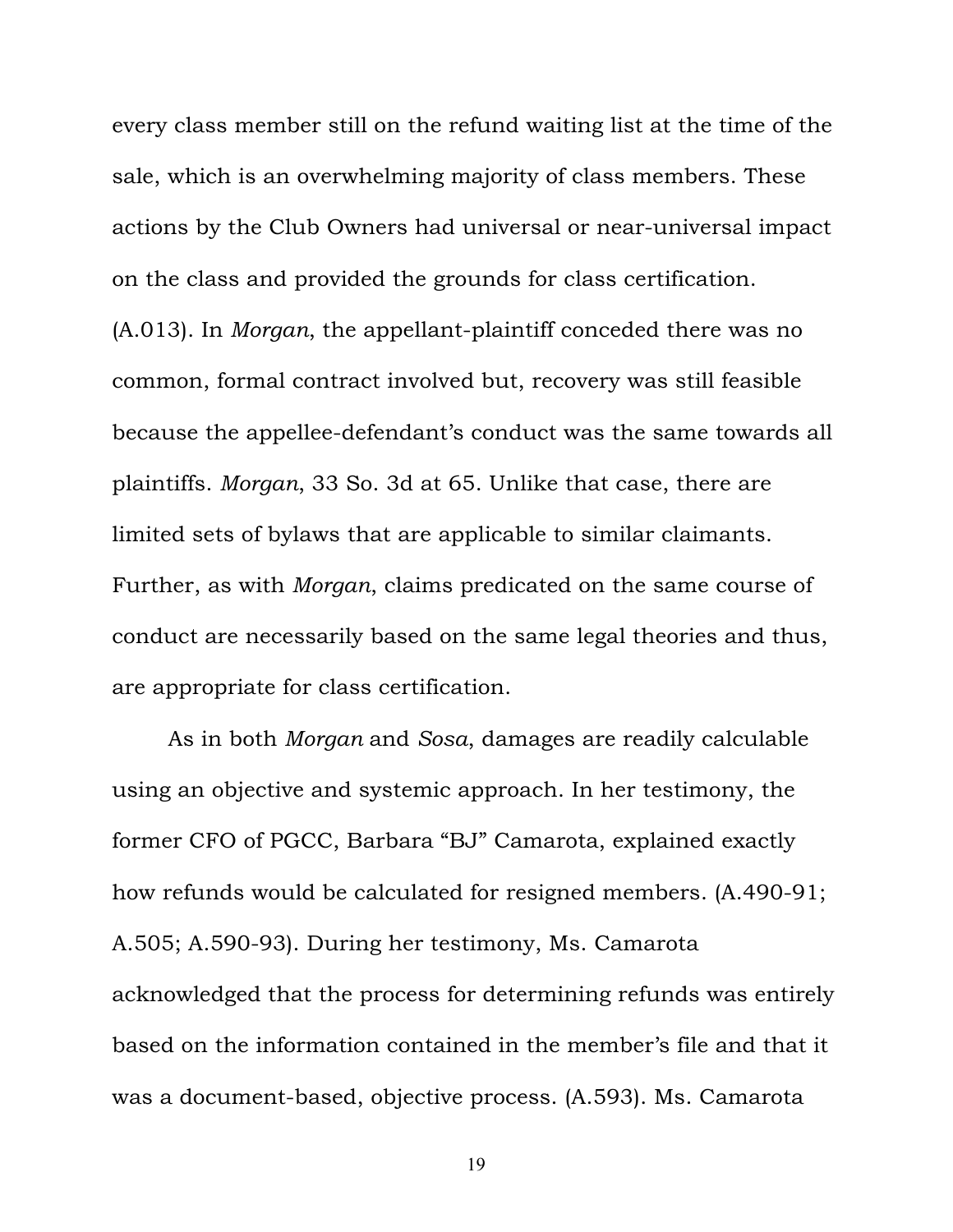every class member still on the refund waiting list at the time of the sale, which is an overwhelming majority of class members. These actions by the Club Owners had universal or near-universal impact on the class and provided the grounds for class certification. (A.013). In *Morgan*, the appellant-plaintiff conceded there was no common, formal contract involved but, recovery was still feasible because the appellee-defendant's conduct was the same towards all plaintiffs. *Morgan*, 33 So. 3d at 65. Unlike that case, there are limited sets of bylaws that are applicable to similar claimants. Further, as with *Morgan*, claims predicated on the same course of conduct are necessarily based on the same legal theories and thus, are appropriate for class certification.

As in both *Morgan* and *Sosa*, damages are readily calculable using an objective and systemic approach. In her testimony, the former CFO of PGCC, Barbara "BJ" Camarota, explained exactly how refunds would be calculated for resigned members. (A.490-91; A.505; A.590-93). During her testimony, Ms. Camarota acknowledged that the process for determining refunds was entirely based on the information contained in the member's file and that it was a document-based, objective process. (A.593). Ms. Camarota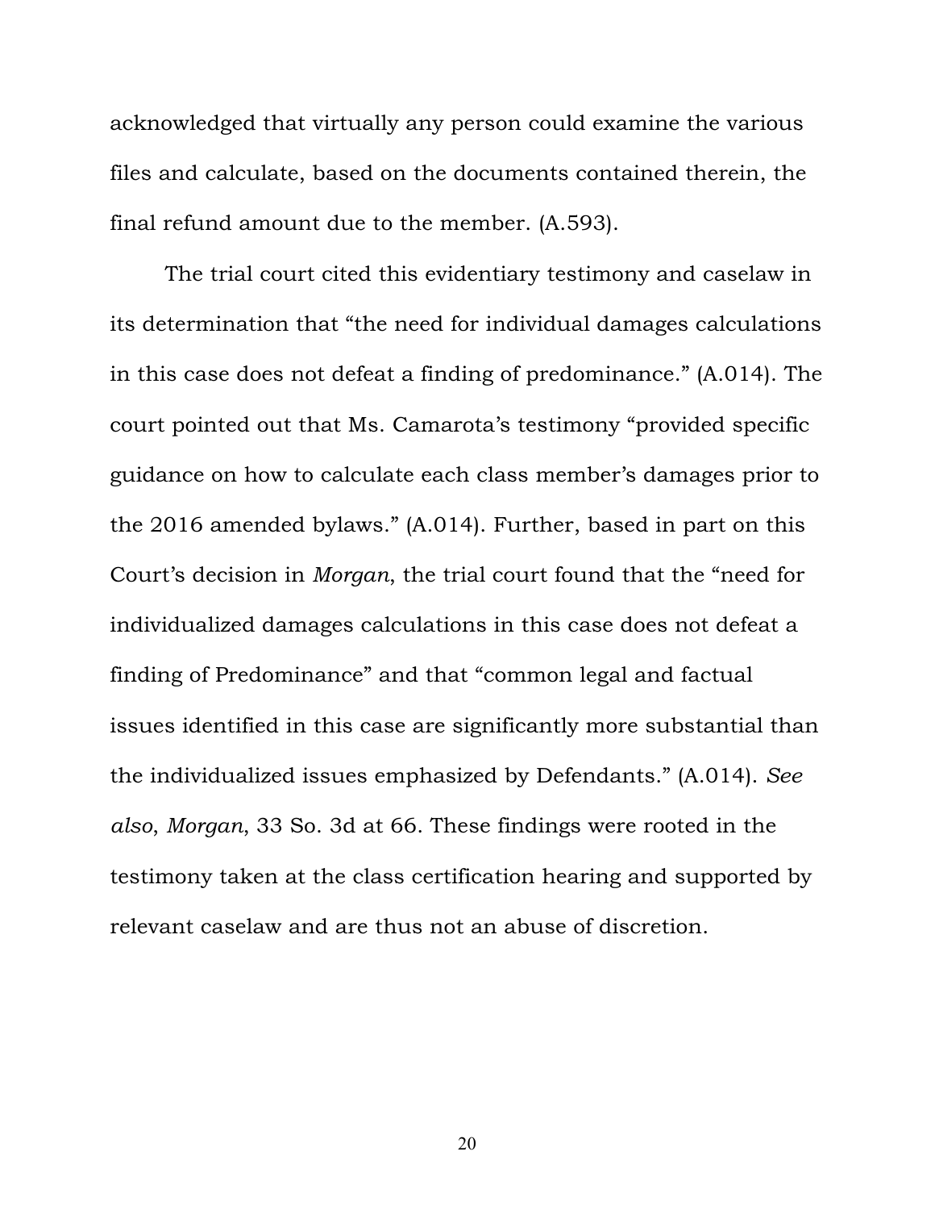acknowledged that virtually any person could examine the various files and calculate, based on the documents contained therein, the final refund amount due to the member. (A.593).

The trial court cited this evidentiary testimony and caselaw in its determination that "the need for individual damages calculations in this case does not defeat a finding of predominance." (A.014). The court pointed out that Ms. Camarota's testimony "provided specific guidance on how to calculate each class member's damages prior to the 2016 amended bylaws." (A.014). Further, based in part on this Court's decision in *Morgan*, the trial court found that the "need for individualized damages calculations in this case does not defeat a finding of Predominance" and that "common legal and factual issues identified in this case are significantly more substantial than the individualized issues emphasized by Defendants." (A.014). *See also*, *Morgan*, 33 So. 3d at 66. These findings were rooted in the testimony taken at the class certification hearing and supported by relevant caselaw and are thus not an abuse of discretion.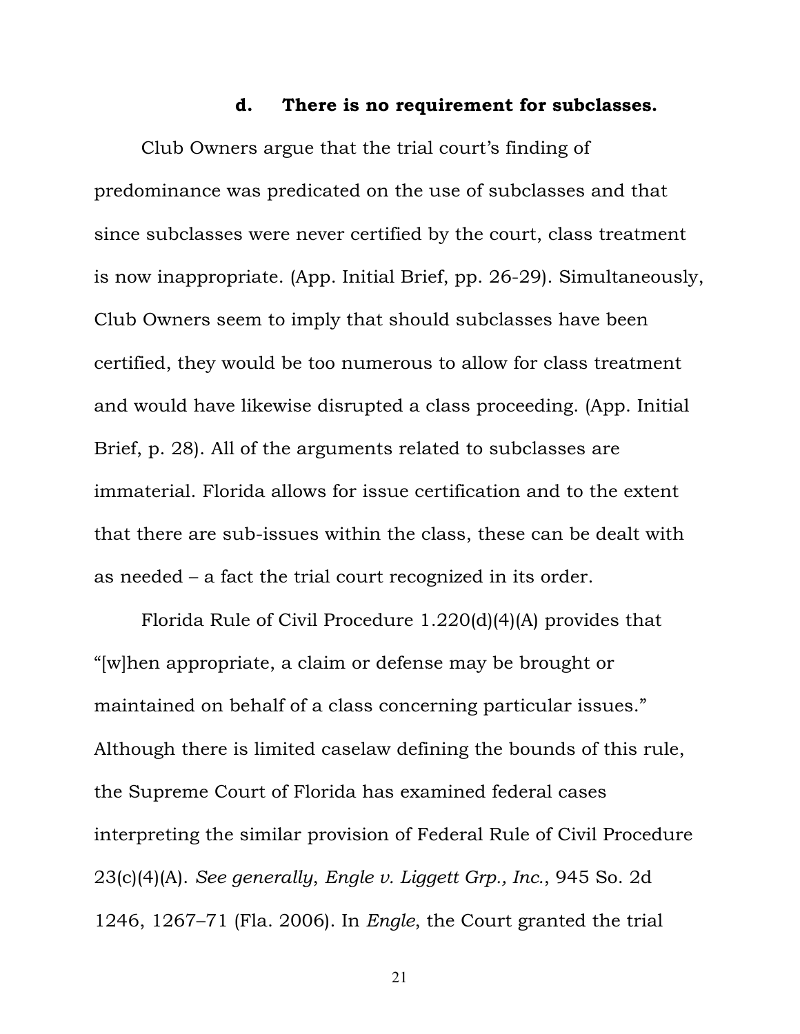#### d. There is no requirement for subclasses.

Club Owners argue that the trial court's finding of predominance was predicated on the use of subclasses and that since subclasses were never certified by the court, class treatment is now inappropriate. (App. Initial Brief, pp. 26-29). Simultaneously, Club Owners seem to imply that should subclasses have been certified, they would be too numerous to allow for class treatment and would have likewise disrupted a class proceeding. (App. Initial Brief, p. 28). All of the arguments related to subclasses are immaterial. Florida allows for issue certification and to the extent that there are sub-issues within the class, these can be dealt with as needed – a fact the trial court recognized in its order.

Florida Rule of Civil Procedure 1.220(d)(4)(A) provides that "[w]hen appropriate, a claim or defense may be brought or maintained on behalf of a class concerning particular issues." Although there is limited caselaw defining the bounds of this rule, the Supreme Court of Florida has examined federal cases interpreting the similar provision of Federal Rule of Civil Procedure 23(c)(4)(A). *See generally*, *Engle v. Liggett Grp., Inc.*, 945 So. 2d 1246, 1267–71 (Fla. 2006). In *Engle*, the Court granted the trial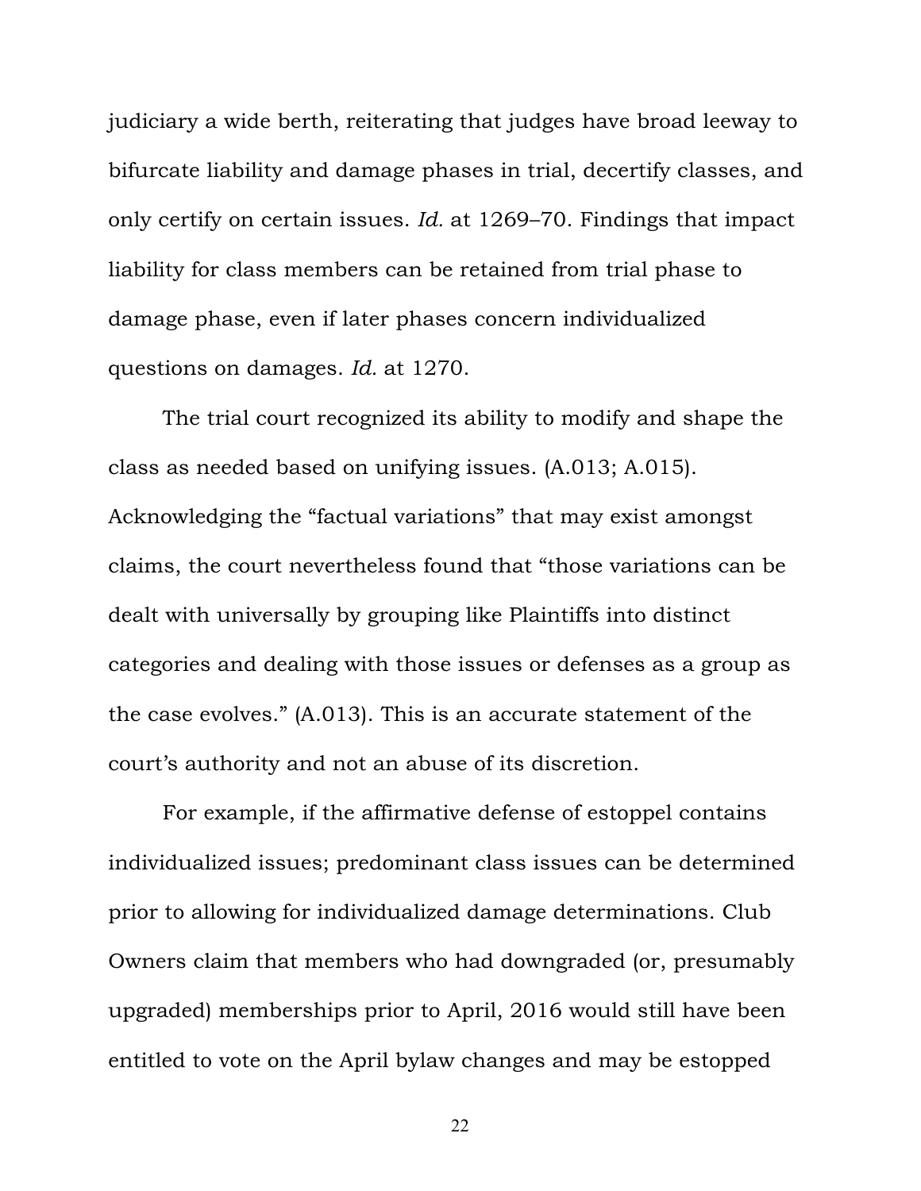judiciary a wide berth, reiterating that judges have broad leeway to bifurcate liability and damage phases in trial, decertify classes, and only certify on certain issues. *Id.* at 1269–70. Findings that impact liability for class members can be retained from trial phase to damage phase, even if later phases concern individualized questions on damages. *Id.* at 1270.

The trial court recognized its ability to modify and shape the class as needed based on unifying issues. (A.013; A.015). Acknowledging the "factual variations" that may exist amongst claims, the court nevertheless found that "those variations can be dealt with universally by grouping like Plaintiffs into distinct categories and dealing with those issues or defenses as a group as the case evolves." (A.013). This is an accurate statement of the court's authority and not an abuse of its discretion.

For example, if the affirmative defense of estoppel contains individualized issues; predominant class issues can be determined prior to allowing for individualized damage determinations. Club Owners claim that members who had downgraded (or, presumably upgraded) memberships prior to April, 2016 would still have been entitled to vote on the April bylaw changes and may be estopped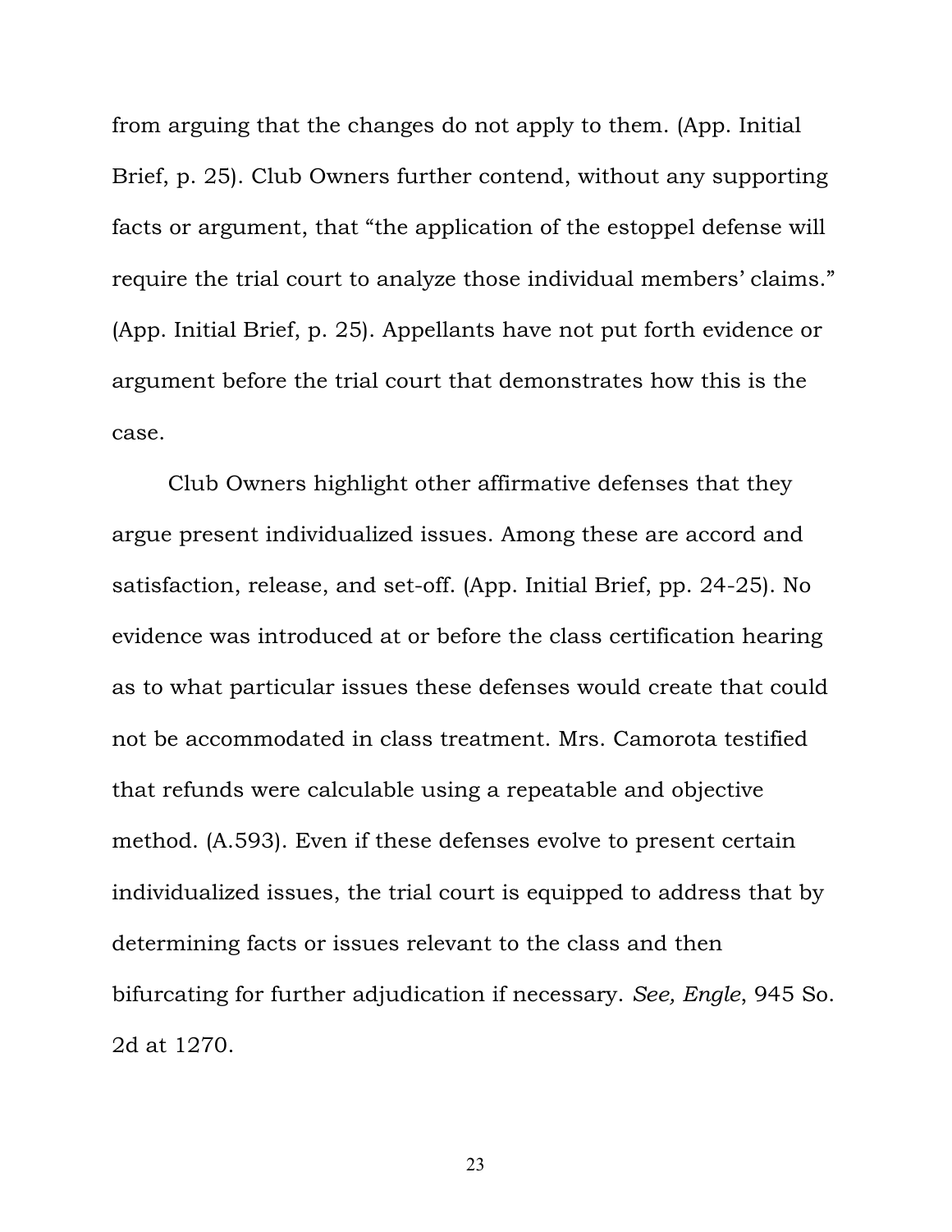from arguing that the changes do not apply to them. (App. Initial Brief, p. 25). Club Owners further contend, without any supporting facts or argument, that "the application of the estoppel defense will require the trial court to analyze those individual members' claims." (App. Initial Brief, p. 25). Appellants have not put forth evidence or argument before the trial court that demonstrates how this is the case.

Club Owners highlight other affirmative defenses that they argue present individualized issues. Among these are accord and satisfaction, release, and set-off. (App. Initial Brief, pp. 24-25). No evidence was introduced at or before the class certification hearing as to what particular issues these defenses would create that could not be accommodated in class treatment. Mrs. Camorota testified that refunds were calculable using a repeatable and objective method. (A.593). Even if these defenses evolve to present certain individualized issues, the trial court is equipped to address that by determining facts or issues relevant to the class and then bifurcating for further adjudication if necessary. *See, Engle*, 945 So. 2d at 1270.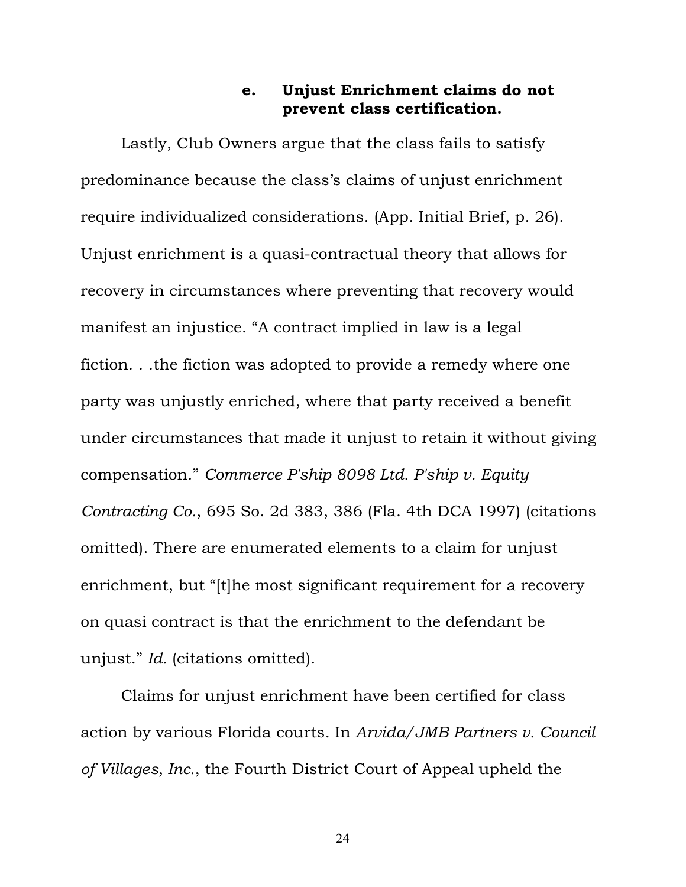### e. Unjust Enrichment claims do not prevent class certification.

Lastly, Club Owners argue that the class fails to satisfy predominance because the class's claims of unjust enrichment require individualized considerations. (App. Initial Brief, p. 26). Unjust enrichment is a quasi-contractual theory that allows for recovery in circumstances where preventing that recovery would manifest an injustice. "A contract implied in law is a legal fiction. . .the fiction was adopted to provide a remedy where one party was unjustly enriched, where that party received a benefit under circumstances that made it unjust to retain it without giving compensation." *Commerce P'ship 8098 Ltd. P'ship v. Equity Contracting Co.*, 695 So. 2d 383, 386 (Fla. 4th DCA 1997) (citations omitted). There are enumerated elements to a claim for unjust enrichment, but "[t]he most significant requirement for a recovery on quasi contract is that the enrichment to the defendant be unjust." *Id.* (citations omitted).

Claims for unjust enrichment have been certified for class action by various Florida courts. In *Arvida/JMB Partners v. Council of Villages, Inc.*, the Fourth District Court of Appeal upheld the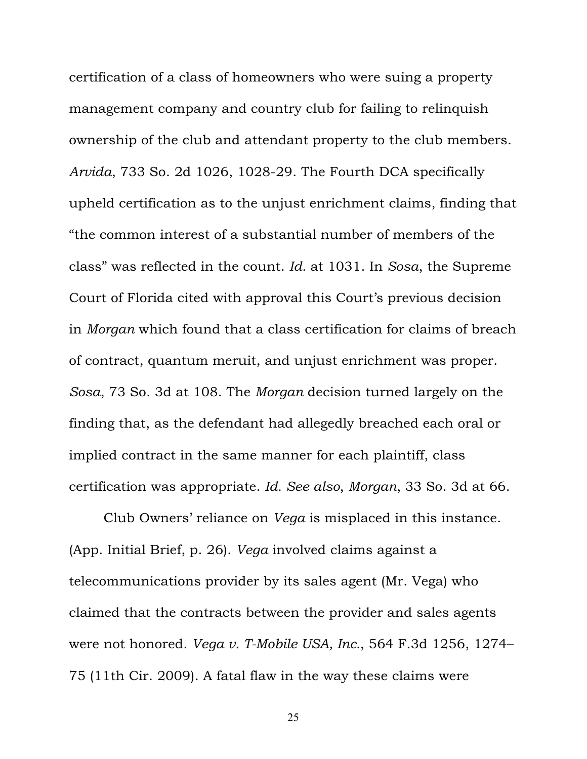certification of a class of homeowners who were suing a property management company and country club for failing to relinquish ownership of the club and attendant property to the club members. *Arvida*, 733 So. 2d 1026, 1028-29. The Fourth DCA specifically upheld certification as to the unjust enrichment claims, finding that "the common interest of a substantial number of members of the class" was reflected in the count. *Id.* at 1031. In *Sosa*, the Supreme Court of Florida cited with approval this Court's previous decision in *Morgan* which found that a class certification for claims of breach of contract, quantum meruit, and unjust enrichment was proper. *Sosa*, 73 So. 3d at 108. The *Morgan* decision turned largely on the finding that, as the defendant had allegedly breached each oral or implied contract in the same manner for each plaintiff, class certification was appropriate. *Id. See also*, *Morgan*, 33 So. 3d at 66.

Club Owners' reliance on *Vega* is misplaced in this instance. (App. Initial Brief, p. 26). *Vega* involved claims against a telecommunications provider by its sales agent (Mr. Vega) who claimed that the contracts between the provider and sales agents were not honored. *Vega v. T-Mobile USA, Inc.*, 564 F.3d 1256, 1274–75 (11th Cir. 2009). A fatal flaw in the way these claims were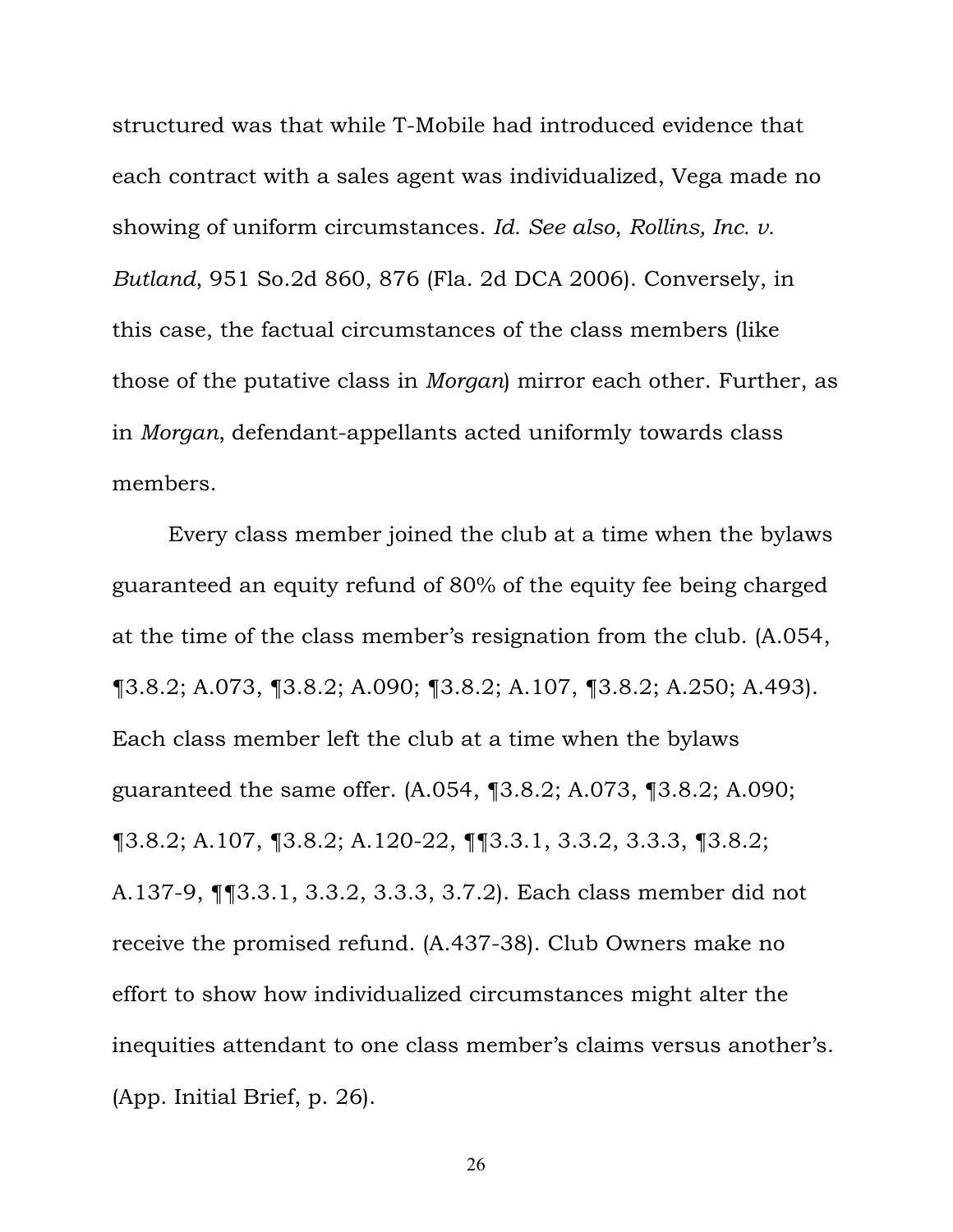structured was that while T-Mobile had introduced evidence that each contract with a sales agent was individualized, Vega made no showing of uniform circumstances. *Id. See also*, *Rollins, Inc. v. Butland*, 951 So.2d 860, 876 (Fla. 2d DCA 2006). Conversely, in this case, the factual circumstances of the class members (like those of the putative class in *Morgan*) mirror each other. Further, as in *Morgan*, defendant-appellants acted uniformly towards class members.

Every class member joined the club at a time when the bylaws guaranteed an equity refund of 80% of the equity fee being charged at the time of the class member's resignation from the club. (A.054, ¶3.8.2; A.073, ¶3.8.2; A.090; ¶3.8.2; A.107, ¶3.8.2; A.250; A.493). Each class member left the club at a time when the bylaws guaranteed the same offer. (A.054, ¶3.8.2; A.073, ¶3.8.2; A.090; ¶3.8.2; A.107, ¶3.8.2; A.120-22, ¶¶3.3.1, 3.3.2, 3.3.3, ¶3.8.2; A.137-9, ¶¶3.3.1, 3.3.2, 3.3.3, 3.7.2). Each class member did not receive the promised refund. (A.437-38). Club Owners make no effort to show how individualized circumstances might alter the inequities attendant to one class member's claims versus another's. (App. Initial Brief, p. 26).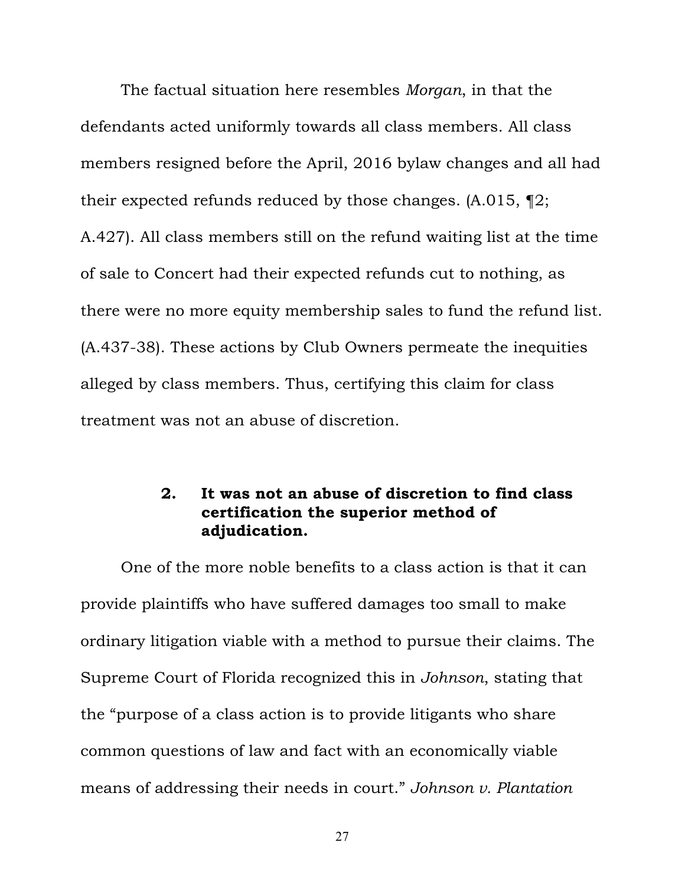The factual situation here resembles *Morgan*, in that the defendants acted uniformly towards all class members. All class members resigned before the April, 2016 bylaw changes and all had their expected refunds reduced by those changes. (A.015, ¶2; A.427). All class members still on the refund waiting list at the time of sale to Concert had their expected refunds cut to nothing, as there were no more equity membership sales to fund the refund list. (A.437-38). These actions by Club Owners permeate the inequities alleged by class members. Thus, certifying this claim for class treatment was not an abuse of discretion.

### 2. It was not an abuse of discretion to find class certification the superior method of adjudication.

One of the more noble benefits to a class action is that it can provide plaintiffs who have suffered damages too small to make ordinary litigation viable with a method to pursue their claims. The Supreme Court of Florida recognized this in *Johnson*, stating that the "purpose of a class action is to provide litigants who share common questions of law and fact with an economically viable means of addressing their needs in court." *Johnson v. Plantation*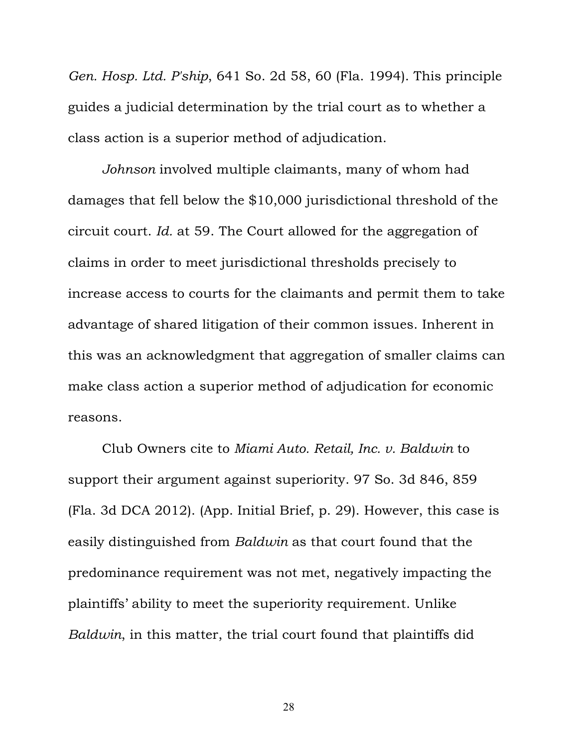*Gen. Hosp. Ltd. P'ship*, 641 So. 2d 58, 60 (Fla. 1994). This principle guides a judicial determination by the trial court as to whether a class action is a superior method of adjudication.

*Johnson* involved multiple claimants, many of whom had damages that fell below the $10,000 jurisdictional threshold of the circuit court. *Id.* at 59. The Court allowed for the aggregation of claims in order to meet jurisdictional thresholds precisely to increase access to courts for the claimants and permit them to take advantage of shared litigation of their common issues. Inherent in this was an acknowledgment that aggregation of smaller claims can make class action a superior method of adjudication for economic reasons.

Club Owners cite to *Miami Auto. Retail, Inc. v. Baldwin* to support their argument against superiority. 97 So. 3d 846, 859 (Fla. 3d DCA 2012). (App. Initial Brief, p. 29). However, this case is easily distinguished from *Baldwin* as that court found that the predominance requirement was not met, negatively impacting the plaintiffs' ability to meet the superiority requirement. Unlike *Baldwin*, in this matter, the trial court found that plaintiffs did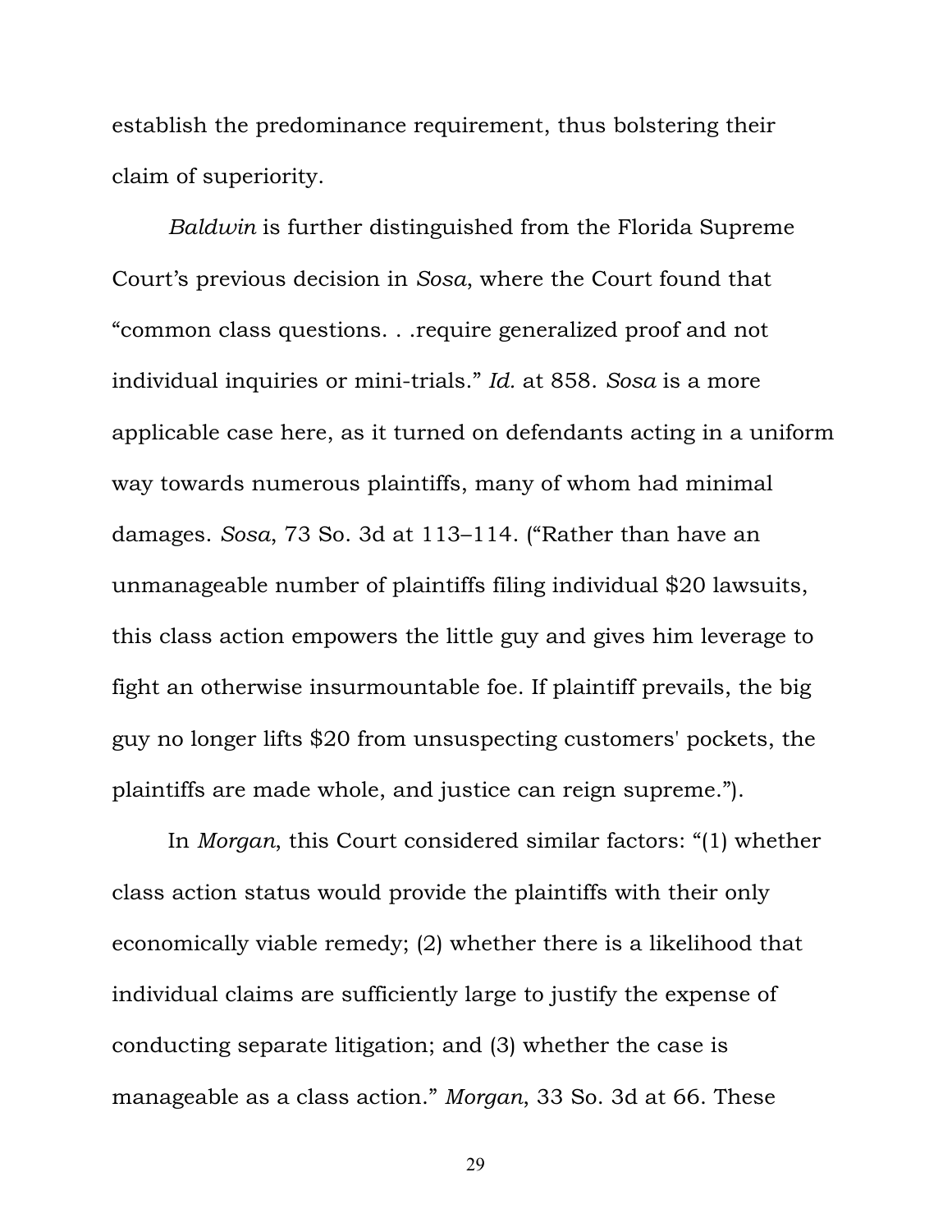establish the predominance requirement, thus bolstering their claim of superiority.

*Baldwin* is further distinguished from the Florida Supreme Court's previous decision in *Sosa*, where the Court found that "common class questions. . .require generalized proof and not individual inquiries or mini-trials." *Id.* at 858. *Sosa* is a more applicable case here, as it turned on defendants acting in a uniform way towards numerous plaintiffs, many of whom had minimal damages. *Sosa*, 73 So. 3d at 113–114. ("Rather than have an unmanageable number of plaintiffs filing individual $20 lawsuits, this class action empowers the little guy and gives him leverage to fight an otherwise insurmountable foe. If plaintiff prevails, the big guy no longer lifts $20 from unsuspecting customers' pockets, the plaintiffs are made whole, and justice can reign supreme.").

In *Morgan*, this Court considered similar factors: "(1) whether class action status would provide the plaintiffs with their only economically viable remedy; (2) whether there is a likelihood that individual claims are sufficiently large to justify the expense of conducting separate litigation; and (3) whether the case is manageable as a class action." *Morgan*, 33 So. 3d at 66. These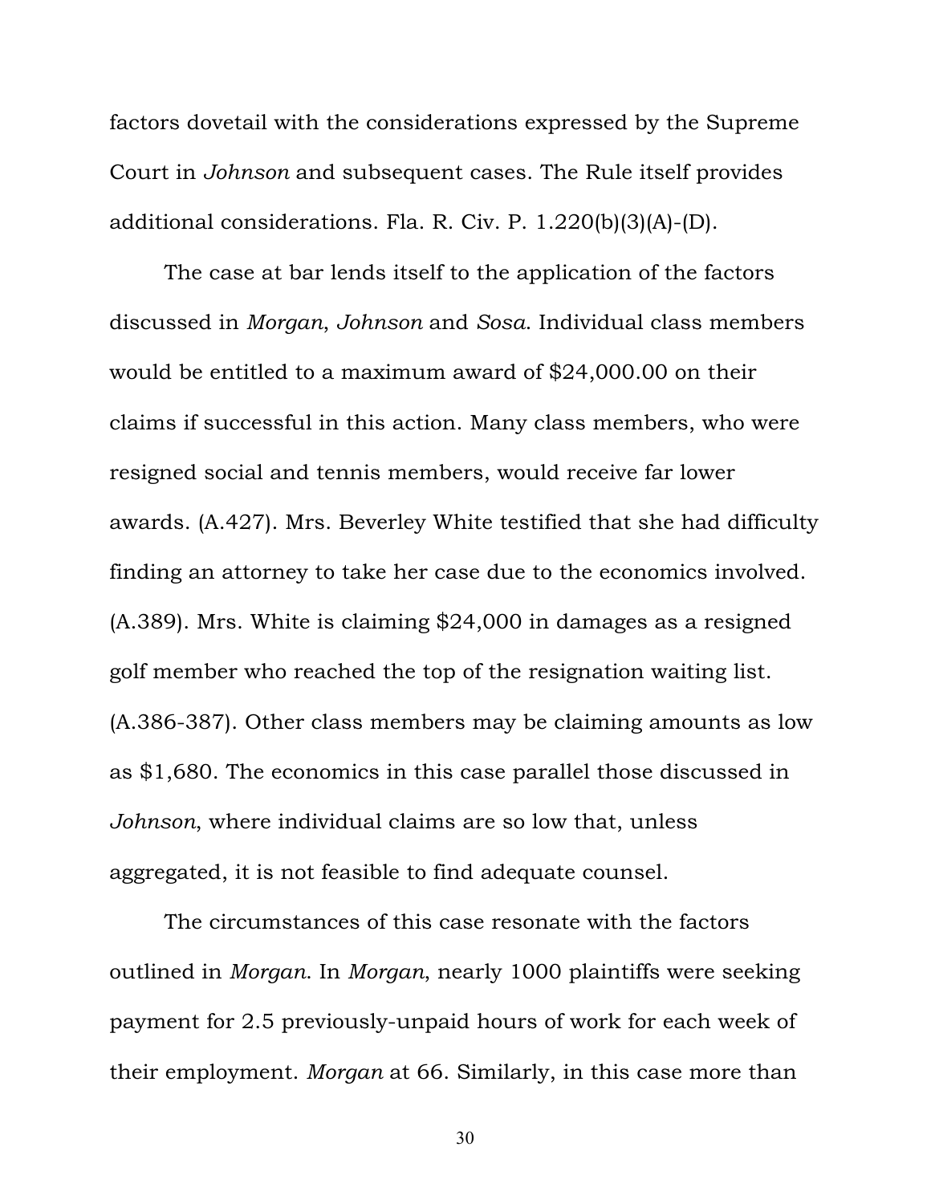factors dovetail with the considerations expressed by the Supreme Court in *Johnson* and subsequent cases. The Rule itself provides additional considerations. Fla. R. Civ. P. 1.220(b)(3)(A)-(D).

The case at bar lends itself to the application of the factors discussed in *Morgan*, *Johnson* and *Sosa*. Individual class members would be entitled to a maximum award of $24,000.00 on their claims if successful in this action. Many class members, who were resigned social and tennis members, would receive far lower awards. (A.427). Mrs. Beverley White testified that she had difficulty finding an attorney to take her case due to the economics involved. (A.389). Mrs. White is claiming $24,000 in damages as a resigned golf member who reached the top of the resignation waiting list. (A.386-387). Other class members may be claiming amounts as low as $1,680. The economics in this case parallel those discussed in *Johnson*, where individual claims are so low that, unless aggregated, it is not feasible to find adequate counsel.

The circumstances of this case resonate with the factors outlined in *Morgan*. In *Morgan*, nearly 1000 plaintiffs were seeking payment for 2.5 previously-unpaid hours of work for each week of their employment. *Morgan* at 66. Similarly, in this case more than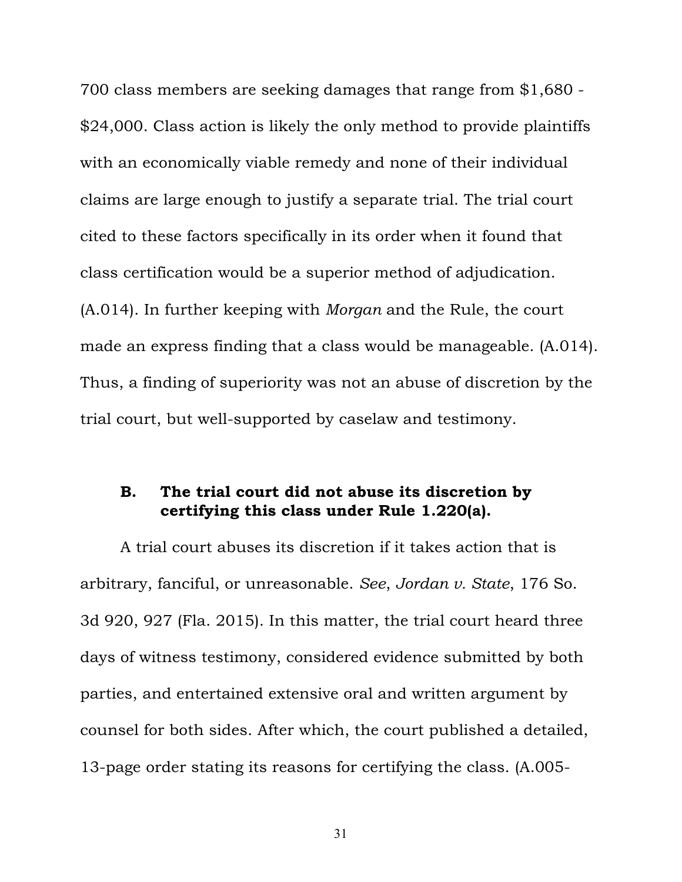700 class members are seeking damages that range from $1,680 - $24,000. Class action is likely the only method to provide plaintiffs with an economically viable remedy and none of their individual claims are large enough to justify a separate trial. The trial court cited to these factors specifically in its order when it found that class certification would be a superior method of adjudication. (A.014). In further keeping with *Morgan* and the Rule, the court made an express finding that a class would be manageable. (A.014). Thus, a finding of superiority was not an abuse of discretion by the trial court, but well-supported by caselaw and testimony.

### B. The trial court did not abuse its discretion by certifying this class under Rule 1.220(a).

A trial court abuses its discretion if it takes action that is arbitrary, fanciful, or unreasonable. *See*, *Jordan v. State*, 176 So. 3d 920, 927 (Fla. 2015). In this matter, the trial court heard three days of witness testimony, considered evidence submitted by both parties, and entertained extensive oral and written argument by counsel for both sides. After which, the court published a detailed, 13-page order stating its reasons for certifying the class. (A.005-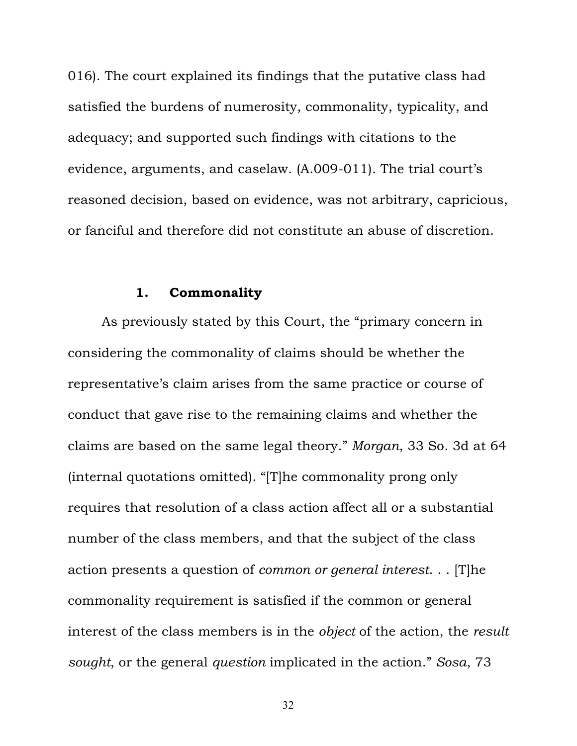016). The court explained its findings that the putative class had satisfied the burdens of numerosity, commonality, typicality, and adequacy; and supported such findings with citations to the evidence, arguments, and caselaw. (A.009-011). The trial court's reasoned decision, based on evidence, was not arbitrary, capricious, or fanciful and therefore did not constitute an abuse of discretion.

### 1. Commonality

As previously stated by this Court, the "primary concern in considering the commonality of claims should be whether the representative's claim arises from the same practice or course of conduct that gave rise to the remaining claims and whether the claims are based on the same legal theory." *Morgan*, 33 So. 3d at 64 (internal quotations omitted). "[T]he commonality prong only requires that resolution of a class action affect all or a substantial number of the class members, and that the subject of the class action presents a question of *common or general interest*. . . [T]he commonality requirement is satisfied if the common or general interest of the class members is in the *object* of the action, the *result sought*, or the general *question* implicated in the action." *Sosa*, 73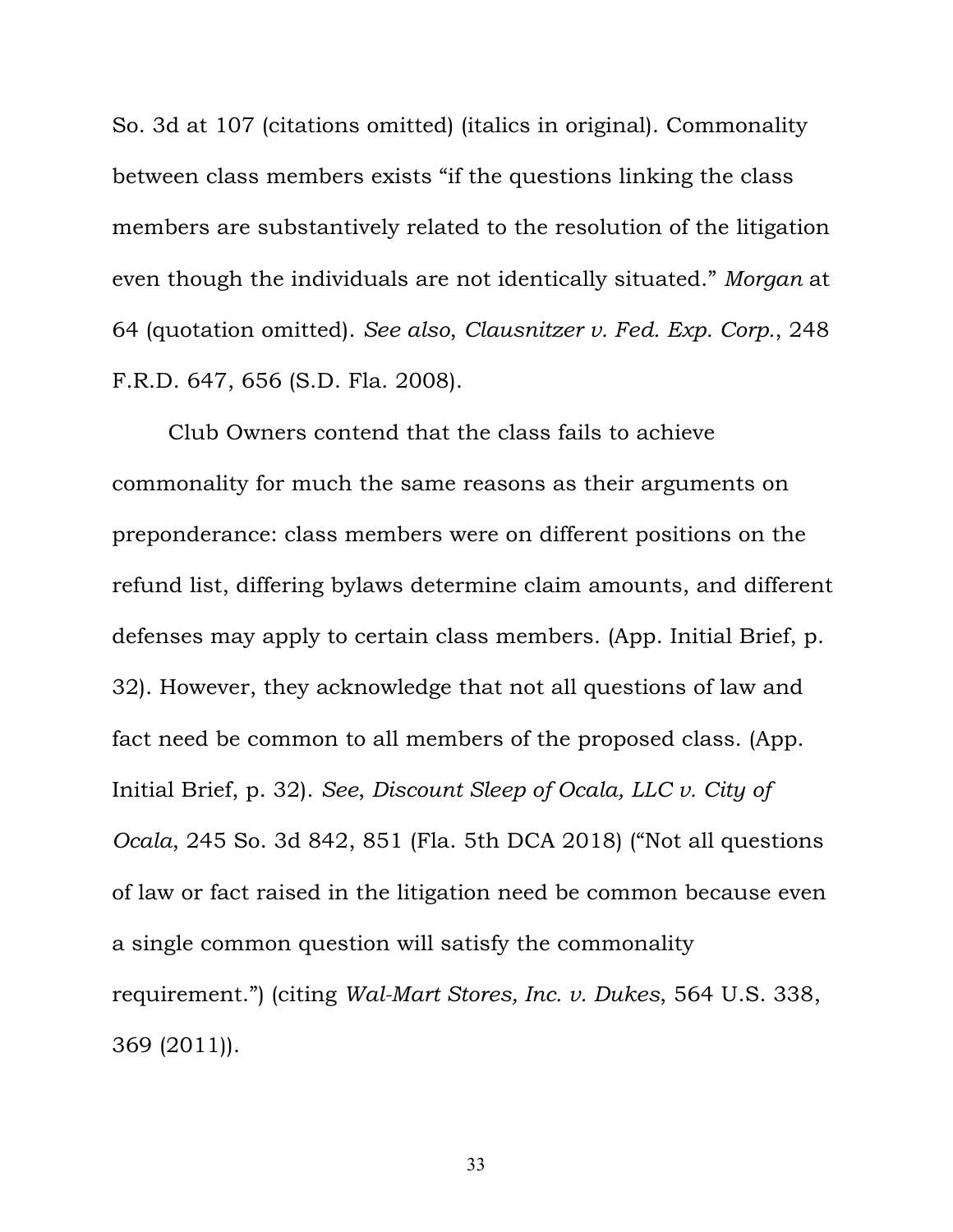So. 3d at 107 (citations omitted) (italics in original). Commonality between class members exists "if the questions linking the class members are substantively related to the resolution of the litigation even though the individuals are not identically situated." *Morgan* at 64 (quotation omitted). *See also*, *Clausnitzer v. Fed. Exp. Corp.*, 248 F.R.D. 647, 656 (S.D. Fla. 2008).

Club Owners contend that the class fails to achieve commonality for much the same reasons as their arguments on preponderance: class members were on different positions on the refund list, differing bylaws determine claim amounts, and different defenses may apply to certain class members. (App. Initial Brief, p. 32). However, they acknowledge that not all questions of law and fact need be common to all members of the proposed class. (App. Initial Brief, p. 32). *See*, *Discount Sleep of Ocala, LLC v. City of Ocala*, 245 So. 3d 842, 851 (Fla. 5th DCA 2018) ("Not all questions of law or fact raised in the litigation need be common because even a single common question will satisfy the commonality requirement.") (citing *Wal-Mart Stores, Inc. v. Dukes*, 564 U.S. 338, 369 (2011)).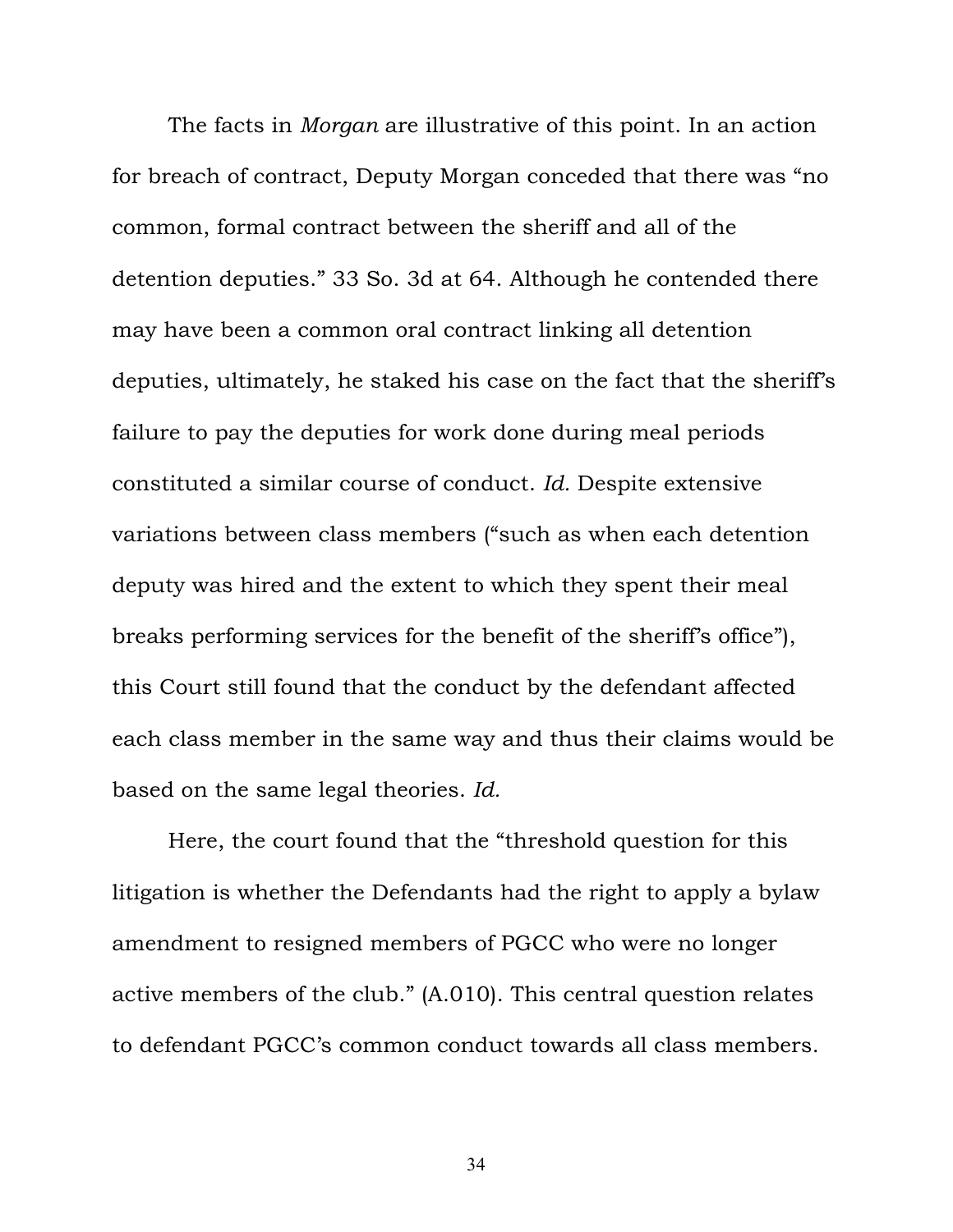The facts in *Morgan* are illustrative of this point. In an action for breach of contract, Deputy Morgan conceded that there was "no common, formal contract between the sheriff and all of the detention deputies." 33 So. 3d at 64. Although he contended there may have been a common oral contract linking all detention deputies, ultimately, he staked his case on the fact that the sheriff's failure to pay the deputies for work done during meal periods constituted a similar course of conduct. *Id.* Despite extensive variations between class members ("such as when each detention deputy was hired and the extent to which they spent their meal breaks performing services for the benefit of the sheriff's office"), this Court still found that the conduct by the defendant affected each class member in the same way and thus their claims would be based on the same legal theories. *Id.*

Here, the court found that the "threshold question for this litigation is whether the Defendants had the right to apply a bylaw amendment to resigned members of PGCC who were no longer active members of the club." (A.010). This central question relates to defendant PGCC's common conduct towards all class members.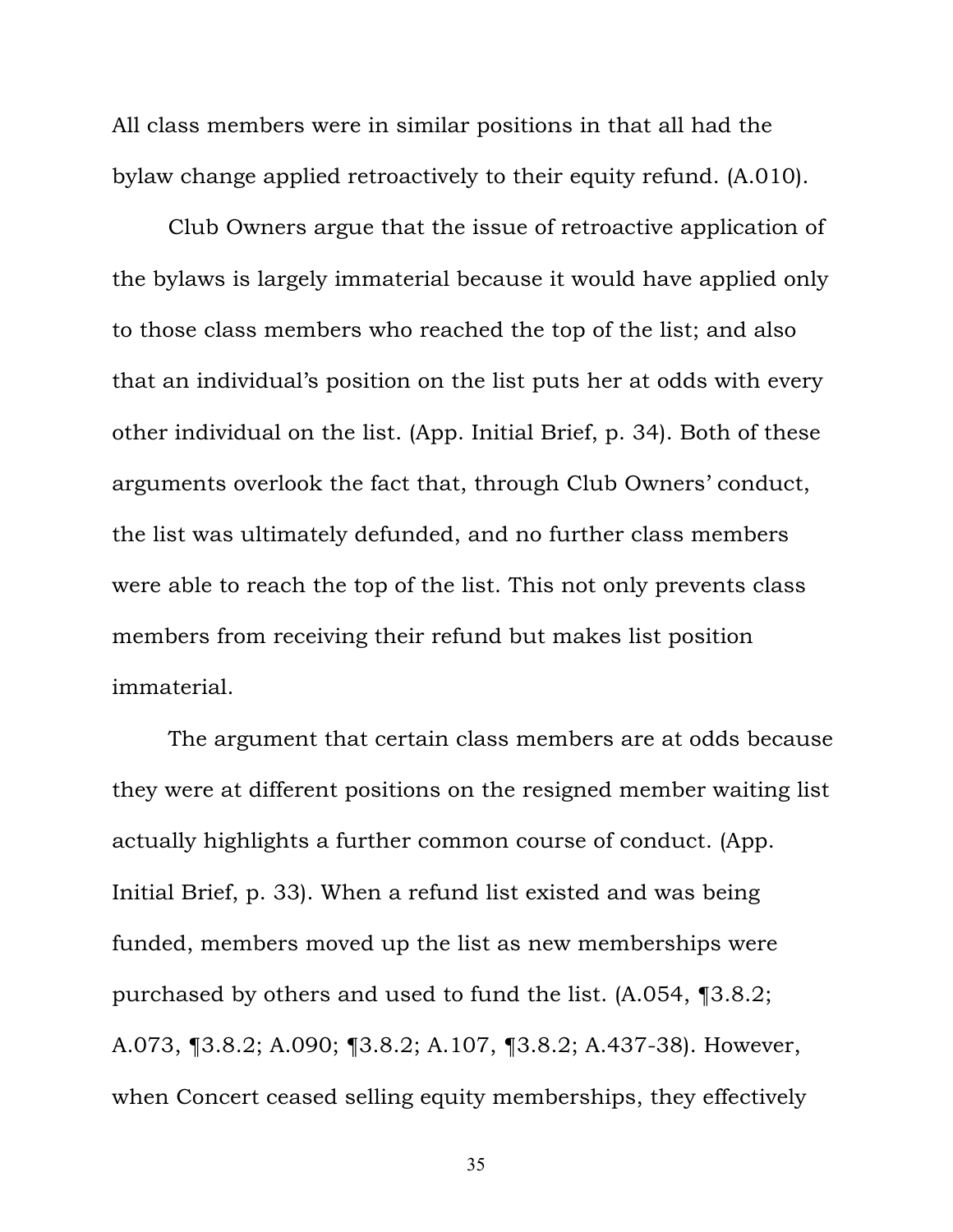All class members were in similar positions in that all had the bylaw change applied retroactively to their equity refund. (A.010).

Club Owners argue that the issue of retroactive application of the bylaws is largely immaterial because it would have applied only to those class members who reached the top of the list; and also that an individual's position on the list puts her at odds with every other individual on the list. (App. Initial Brief, p. 34). Both of these arguments overlook the fact that, through Club Owners' conduct, the list was ultimately defunded, and no further class members were able to reach the top of the list. This not only prevents class members from receiving their refund but makes list position immaterial.

The argument that certain class members are at odds because they were at different positions on the resigned member waiting list actually highlights a further common course of conduct. (App. Initial Brief, p. 33). When a refund list existed and was being funded, members moved up the list as new memberships were purchased by others and used to fund the list. (A.054, ¶3.8.2; A.073, ¶3.8.2; A.090; ¶3.8.2; A.107, ¶3.8.2; A.437-38). However, when Concert ceased selling equity memberships, they effectively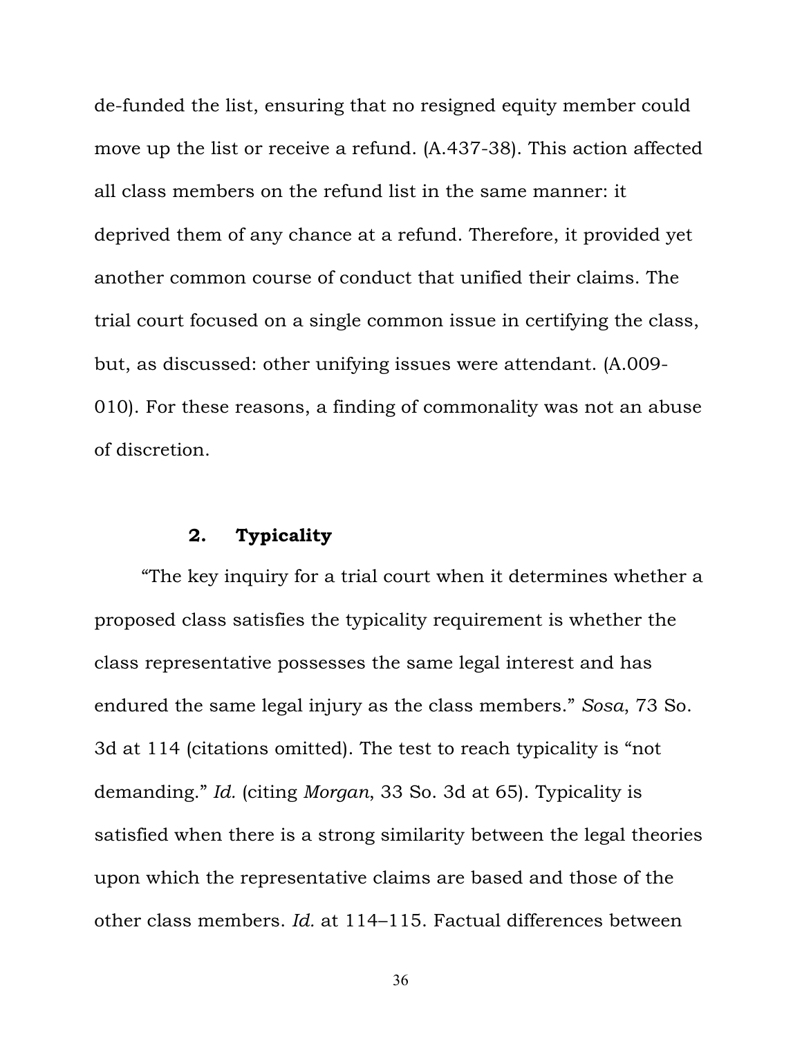de-funded the list, ensuring that no resigned equity member could move up the list or receive a refund. (A.437-38). This action affected all class members on the refund list in the same manner: it deprived them of any chance at a refund. Therefore, it provided yet another common course of conduct that unified their claims. The trial court focused on a single common issue in certifying the class, but, as discussed: other unifying issues were attendant. (A.009-010). For these reasons, a finding of commonality was not an abuse of discretion.

### 2. Typicality

"The key inquiry for a trial court when it determines whether a proposed class satisfies the typicality requirement is whether the class representative possesses the same legal interest and has endured the same legal injury as the class members." *Sosa*, 73 So. 3d at 114 (citations omitted). The test to reach typicality is "not demanding." *Id.* (citing *Morgan*, 33 So. 3d at 65). Typicality is satisfied when there is a strong similarity between the legal theories upon which the representative claims are based and those of the other class members. *Id.* at 114–115. Factual differences between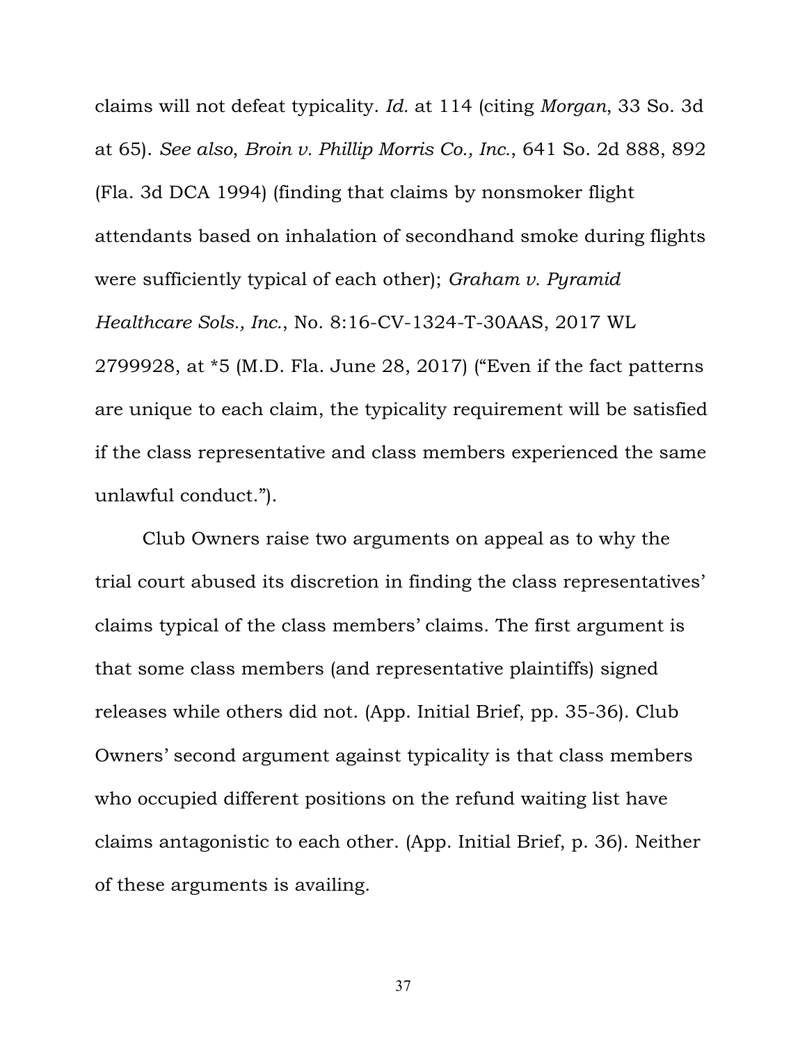claims will not defeat typicality. *Id.* at 114 (citing *Morgan*, 33 So. 3d at 65). *See also*, *Broin v. Phillip Morris Co., Inc.*, 641 So. 2d 888, 892 (Fla. 3d DCA 1994) (finding that claims by nonsmoker flight attendants based on inhalation of secondhand smoke during flights were sufficiently typical of each other); *Graham v. Pyramid Healthcare Sols., Inc.*, No. 8:16-CV-1324-T-30AAS, 2017 WL 2799928, at *5 (M.D. Fla. June 28, 2017) ("Even if the fact patterns are unique to each claim, the typicality requirement will be satisfied if the class representative and class members experienced the same unlawful conduct.").

Club Owners raise two arguments on appeal as to why the trial court abused its discretion in finding the class representatives' claims typical of the class members' claims. The first argument is that some class members (and representative plaintiffs) signed releases while others did not. (App. Initial Brief, pp. 35-36). Club Owners' second argument against typicality is that class members who occupied different positions on the refund waiting list have claims antagonistic to each other. (App. Initial Brief, p. 36). Neither of these arguments is availing.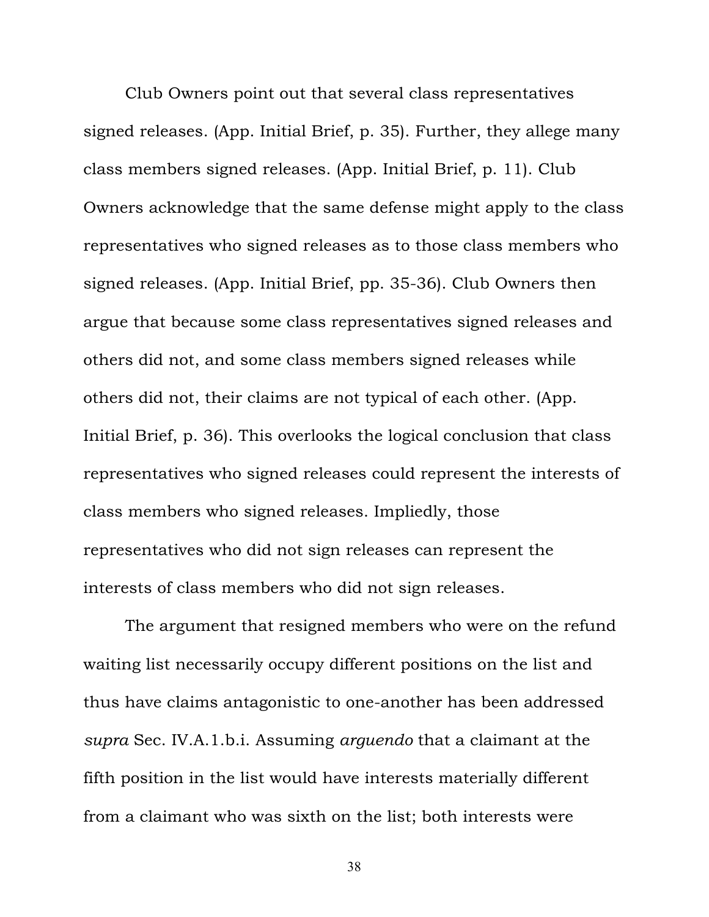Club Owners point out that several class representatives signed releases. (App. Initial Brief, p. 35). Further, they allege many class members signed releases. (App. Initial Brief, p. 11). Club Owners acknowledge that the same defense might apply to the class representatives who signed releases as to those class members who signed releases. (App. Initial Brief, pp. 35-36). Club Owners then argue that because some class representatives signed releases and others did not, and some class members signed releases while others did not, their claims are not typical of each other. (App. Initial Brief, p. 36). This overlooks the logical conclusion that class representatives who signed releases could represent the interests of class members who signed releases. Impliedly, those representatives who did not sign releases can represent the interests of class members who did not sign releases.

The argument that resigned members who were on the refund waiting list necessarily occupy different positions on the list and thus have claims antagonistic to one-another has been addressed *supra* Sec. IV.A.1.b.i. Assuming *arguendo* that a claimant at the fifth position in the list would have interests materially different from a claimant who was sixth on the list; both interests were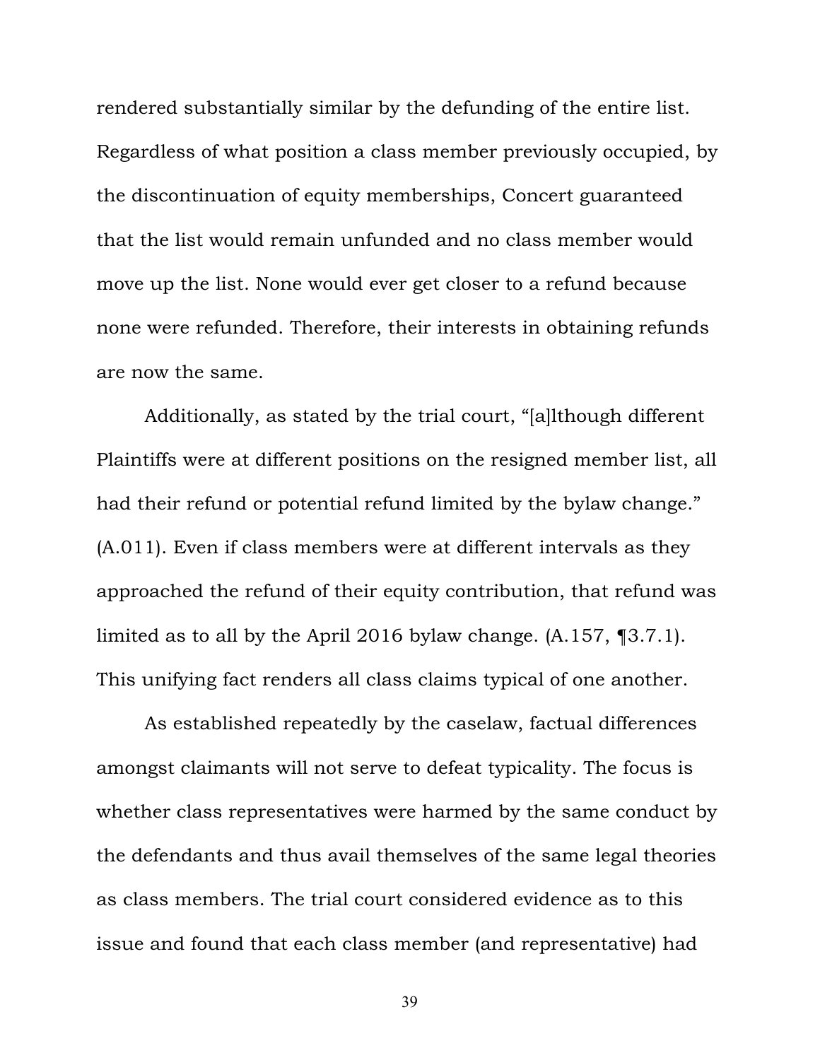rendered substantially similar by the defunding of the entire list. Regardless of what position a class member previously occupied, by the discontinuation of equity memberships, Concert guaranteed that the list would remain unfunded and no class member would move up the list. None would ever get closer to a refund because none were refunded. Therefore, their interests in obtaining refunds are now the same.

Additionally, as stated by the trial court, "[a]lthough different Plaintiffs were at different positions on the resigned member list, all had their refund or potential refund limited by the bylaw change." (A.011). Even if class members were at different intervals as they approached the refund of their equity contribution, that refund was limited as to all by the April 2016 bylaw change. (A.157, ¶3.7.1). This unifying fact renders all class claims typical of one another.

As established repeatedly by the caselaw, factual differences amongst claimants will not serve to defeat typicality. The focus is whether class representatives were harmed by the same conduct by the defendants and thus avail themselves of the same legal theories as class members. The trial court considered evidence as to this issue and found that each class member (and representative) had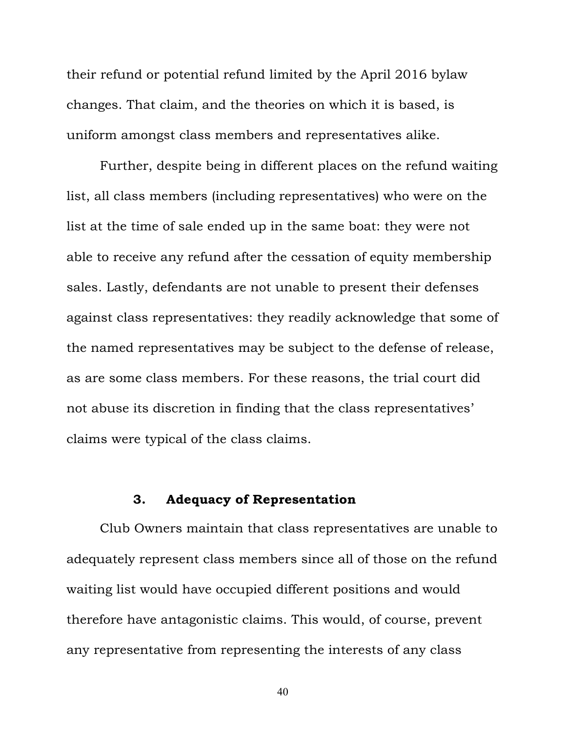their refund or potential refund limited by the April 2016 bylaw changes. That claim, and the theories on which it is based, is uniform amongst class members and representatives alike.

Further, despite being in different places on the refund waiting list, all class members (including representatives) who were on the list at the time of sale ended up in the same boat: they were not able to receive any refund after the cessation of equity membership sales. Lastly, defendants are not unable to present their defenses against class representatives: they readily acknowledge that some of the named representatives may be subject to the defense of release, as are some class members. For these reasons, the trial court did not abuse its discretion in finding that the class representatives' claims were typical of the class claims.

### 3. Adequacy of Representation

Club Owners maintain that class representatives are unable to adequately represent class members since all of those on the refund waiting list would have occupied different positions and would therefore have antagonistic claims. This would, of course, prevent any representative from representing the interests of any class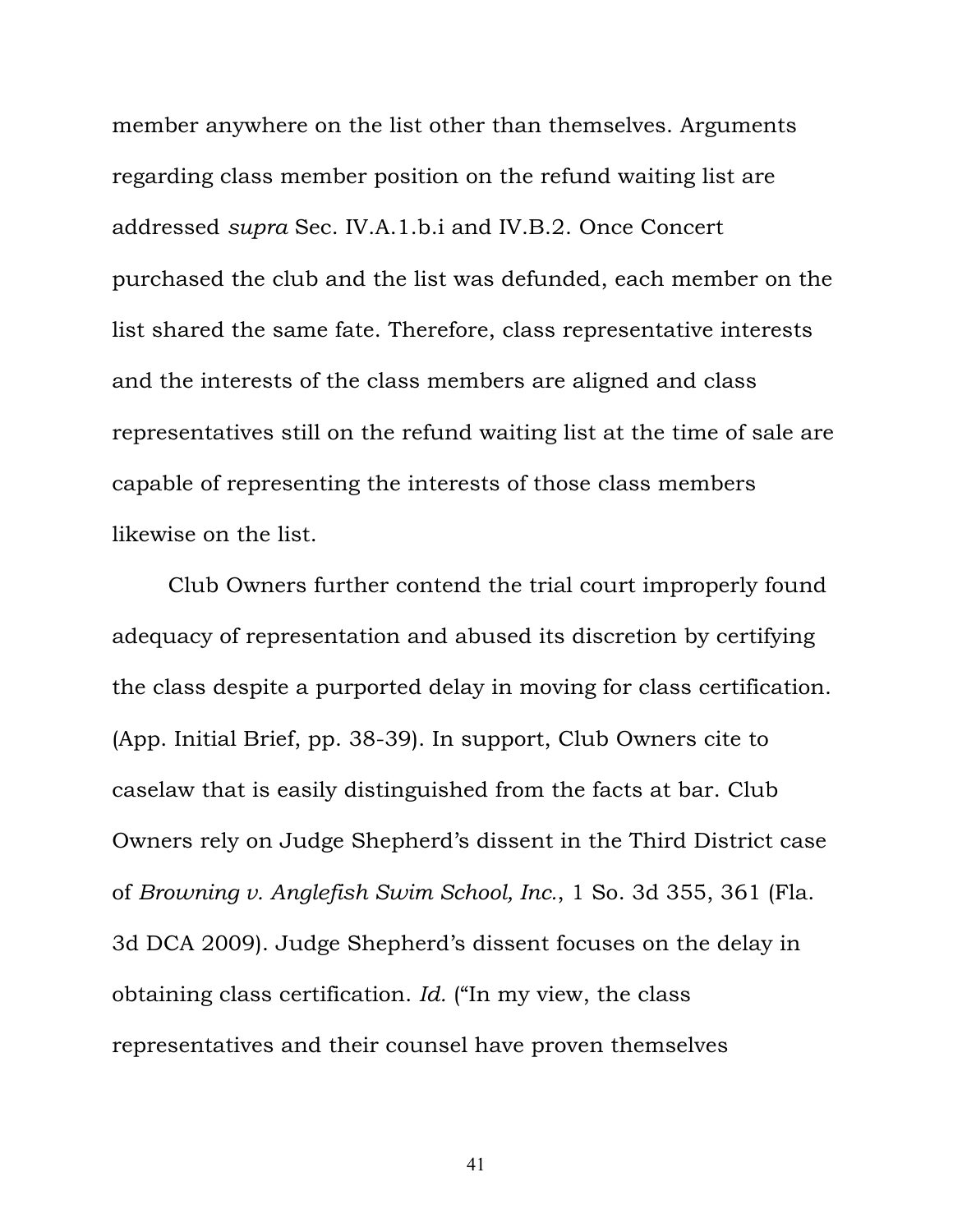member anywhere on the list other than themselves. Arguments regarding class member position on the refund waiting list are addressed *supra* Sec. IV.A.1.b.i and IV.B.2. Once Concert purchased the club and the list was defunded, each member on the list shared the same fate. Therefore, class representative interests and the interests of the class members are aligned and class representatives still on the refund waiting list at the time of sale are capable of representing the interests of those class members likewise on the list.

Club Owners further contend the trial court improperly found adequacy of representation and abused its discretion by certifying the class despite a purported delay in moving for class certification. (App. Initial Brief, pp. 38-39). In support, Club Owners cite to caselaw that is easily distinguished from the facts at bar. Club Owners rely on Judge Shepherd's dissent in the Third District case of *Browning v. Anglefish Swim School, Inc.*, 1 So. 3d 355, 361 (Fla. 3d DCA 2009). Judge Shepherd's dissent focuses on the delay in obtaining class certification. *Id.* ("In my view, the class representatives and their counsel have proven themselves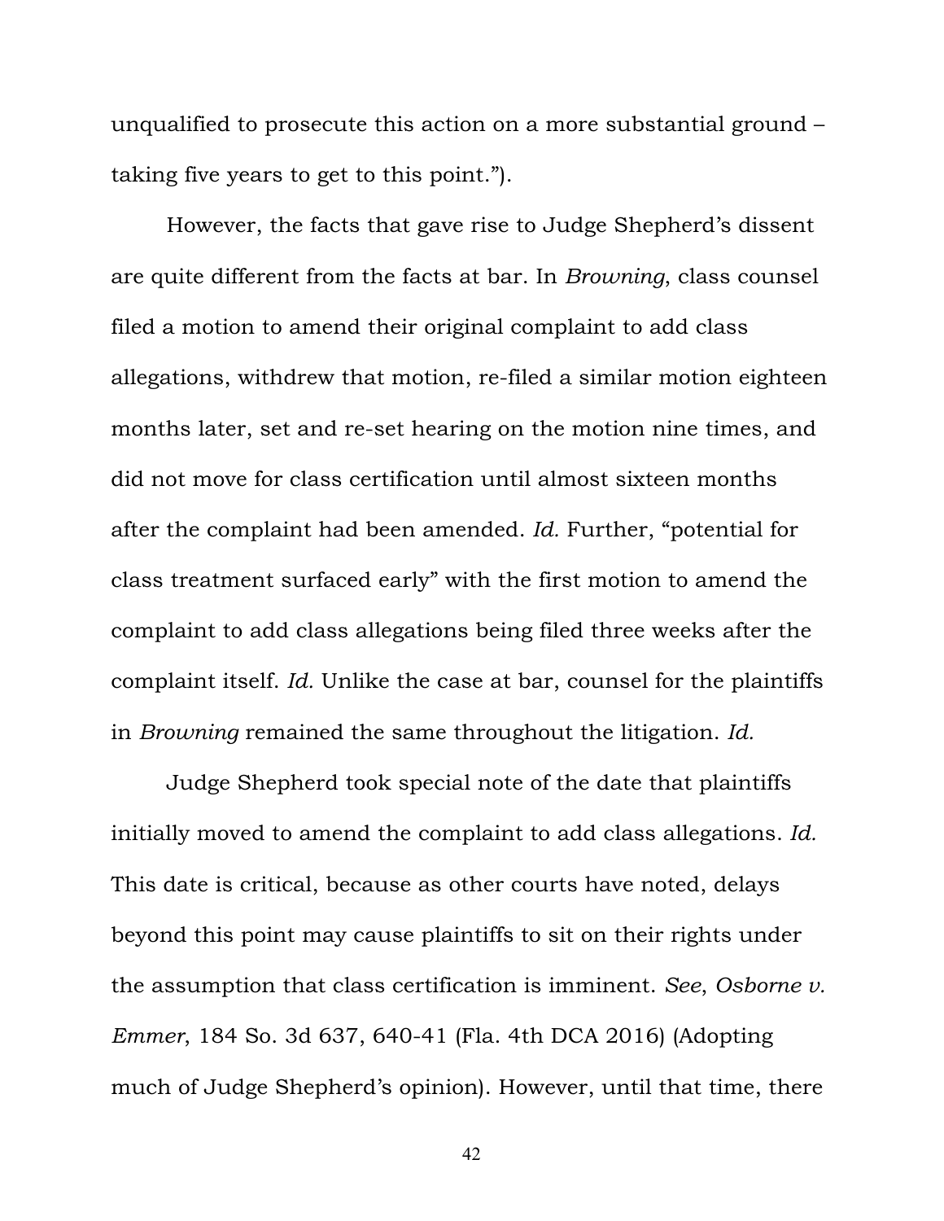unqualified to prosecute this action on a more substantial ground – taking five years to get to this point.").

However, the facts that gave rise to Judge Shepherd's dissent are quite different from the facts at bar. In *Browning*, class counsel filed a motion to amend their original complaint to add class allegations, withdrew that motion, re-filed a similar motion eighteen months later, set and re-set hearing on the motion nine times, and did not move for class certification until almost sixteen months after the complaint had been amended. *Id.* Further, "potential for class treatment surfaced early" with the first motion to amend the complaint to add class allegations being filed three weeks after the complaint itself. *Id.* Unlike the case at bar, counsel for the plaintiffs in *Browning* remained the same throughout the litigation. *Id.*

Judge Shepherd took special note of the date that plaintiffs initially moved to amend the complaint to add class allegations. *Id.* This date is critical, because as other courts have noted, delays beyond this point may cause plaintiffs to sit on their rights under the assumption that class certification is imminent. *See*, *Osborne v. Emmer*, 184 So. 3d 637, 640-41 (Fla. 4th DCA 2016) (Adopting much of Judge Shepherd's opinion). However, until that time, there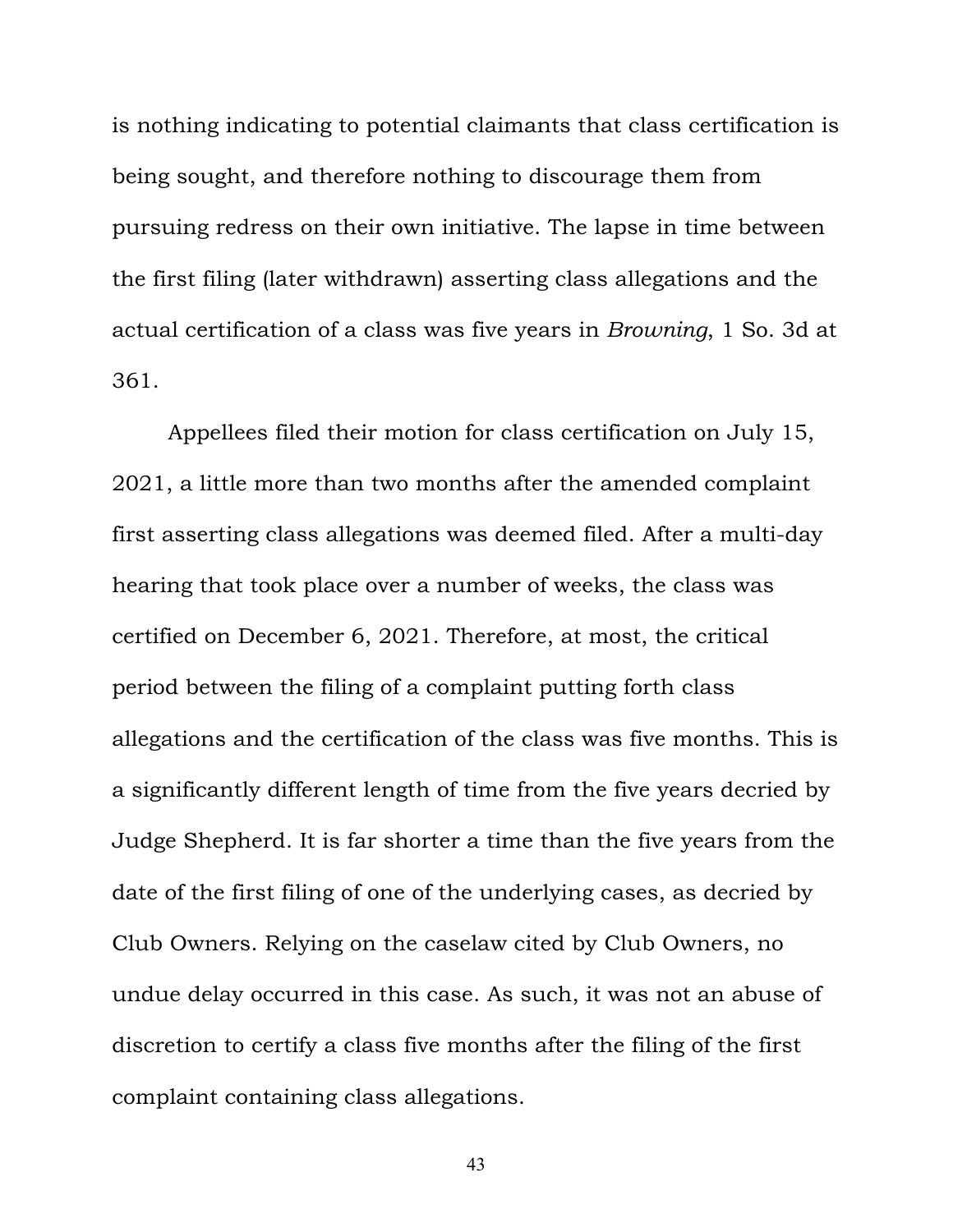is nothing indicating to potential claimants that class certification is being sought, and therefore nothing to discourage them from pursuing redress on their own initiative. The lapse in time between the first filing (later withdrawn) asserting class allegations and the actual certification of a class was five years in *Browning*, 1 So. 3d at 361.

Appellees filed their motion for class certification on July 15, 2021, a little more than two months after the amended complaint first asserting class allegations was deemed filed. After a multi-day hearing that took place over a number of weeks, the class was certified on December 6, 2021. Therefore, at most, the critical period between the filing of a complaint putting forth class allegations and the certification of the class was five months. This is a significantly different length of time from the five years decried by Judge Shepherd. It is far shorter a time than the five years from the date of the first filing of one of the underlying cases, as decried by Club Owners. Relying on the caselaw cited by Club Owners, no undue delay occurred in this case. As such, it was not an abuse of discretion to certify a class five months after the filing of the first complaint containing class allegations.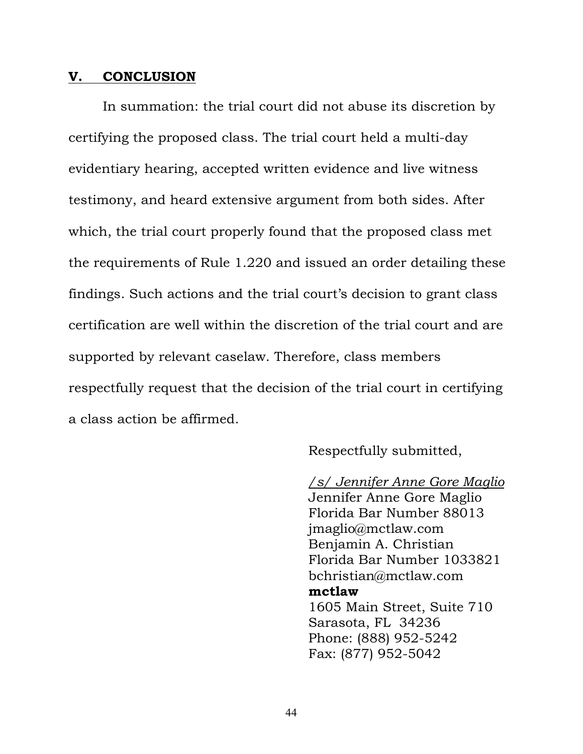## V. CONCLUSION

In summation: the trial court did not abuse its discretion by certifying the proposed class. The trial court held a multi-day evidentiary hearing, accepted written evidence and live witness testimony, and heard extensive argument from both sides. After which, the trial court properly found that the proposed class met the requirements of Rule 1.220 and issued an order detailing these findings. Such actions and the trial court's decision to grant class certification are well within the discretion of the trial court and are supported by relevant caselaw. Therefore, class members respectfully request that the decision of the trial court in certifying a class action be affirmed.

Respectfully submitted,

*/s/ Jennifer Anne Gore Maglio*
Jennifer Anne Gore Maglio
Florida Bar Number 88013
jmaglio@mctlaw.com
Benjamin A. Christian
Florida Bar Number 1033821
bchristian@mctlaw.com
**mctlaw**
1605 Main Street, Suite 710
Sarasota, FL 34236
Phone: (888) 952-5242
Fax: (877) 952-5042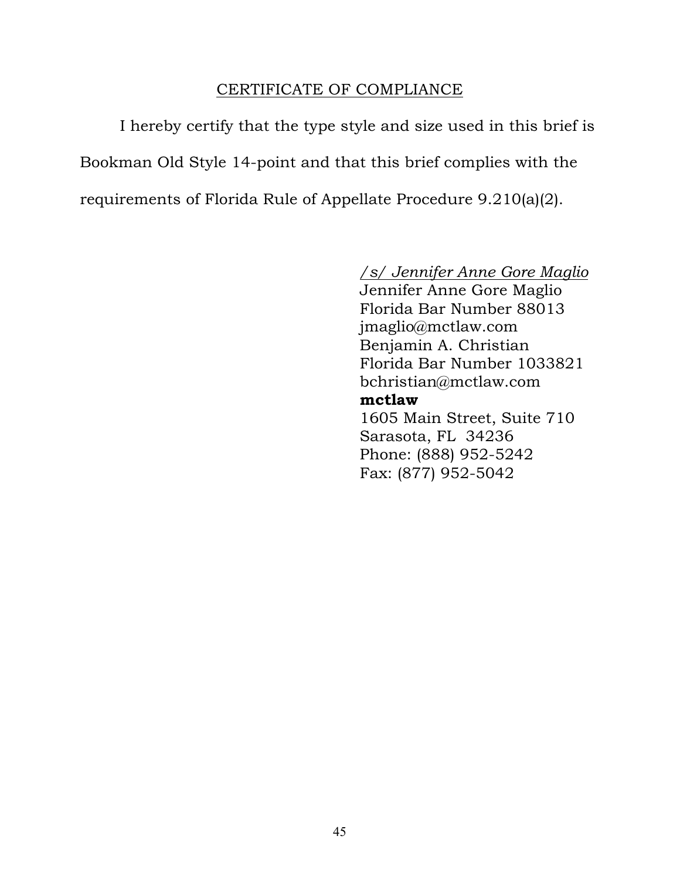## CERTIFICATE OF COMPLIANCE

I hereby certify that the type style and size used in this brief is Bookman Old Style 14-point and that this brief complies with the requirements of Florida Rule of Appellate Procedure 9.210(a)(2).

*/s/ Jennifer Anne Gore Maglio*
Jennifer Anne Gore Maglio
Florida Bar Number 88013
jmaglio@mctlaw.com
Benjamin A. Christian
Florida Bar Number 1033821
bchristian@mctlaw.com
**mctlaw**
1605 Main Street, Suite 710
Sarasota, FL 34236
Phone: (888) 952-5242
Fax: (877) 952-5042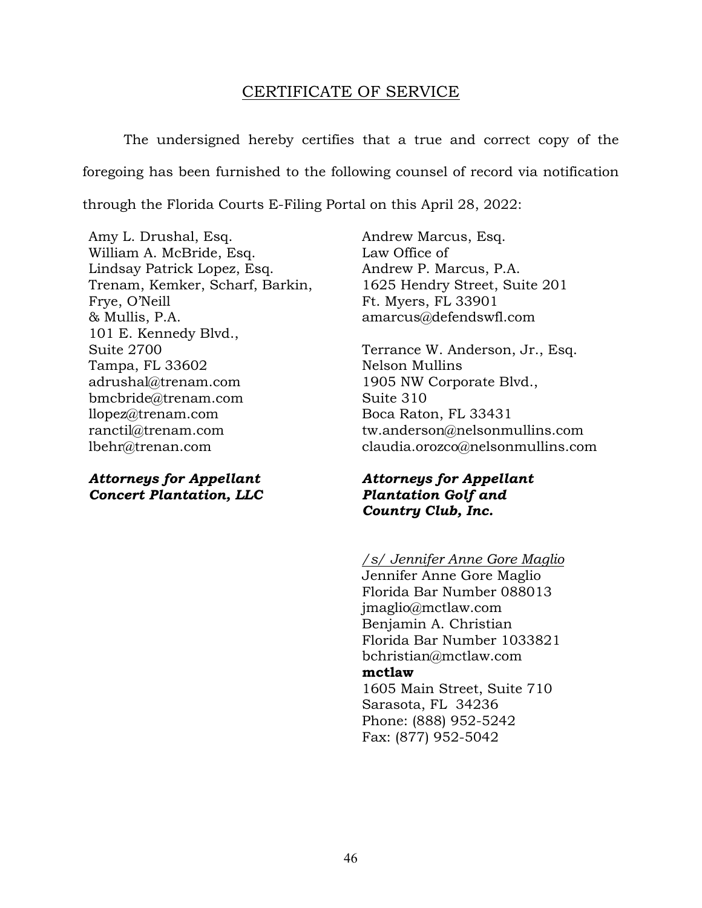## CERTIFICATE OF SERVICE

The undersigned hereby certifies that a true and correct copy of the foregoing has been furnished to the following counsel of record via notification through the Florida Courts E-Filing Portal on this April 28, 2022:

Amy L. Drushal, Esq.  
William A. McBride, Esq.  
Lindsay Patrick Lopez, Esq.  
Trenam, Kemker, Scharf, Barkin, Frye, O'Neill & Mullis, P.A.  
101 E. Kennedy Blvd., Suite 2700  
Tampa, FL 33602  
adrushal@trenam.com  
bmcbride@trenam.com  
llopez@trenam.com  
ranctil@trenam.com  
lbehr@trenan.com

***Attorneys for Appellant Concert Plantation, LLC***

Andrew Marcus, Esq.  
Law Office of Andrew P. Marcus, P.A.  
1625 Hendry Street, Suite 201  
Ft. Myers, FL 33901  
amarcus@defendswfl.com

Terrance W. Anderson, Jr., Esq.  
Nelson Mullins  
1905 NW Corporate Blvd., Suite 310  
Boca Raton, FL 33431  
tw.anderson@nelsonmullins.com  
claudia.orozco@nelsonmullins.com

***Attorneys for Appellant Plantation Golf and Country Club, Inc.***

*/s/ Jennifer Anne Gore Maglio*  
Jennifer Anne Gore Maglio  
Florida Bar Number 088013  
jmaglio@mctlaw.com  
Benjamin A. Christian  
Florida Bar Number 1033821  
bchristian@mctlaw.com  
**mctlaw**  
1605 Main Street, Suite 710  
Sarasota, FL 34236  
Phone: (888) 952-5242  
Fax: (877) 952-5042